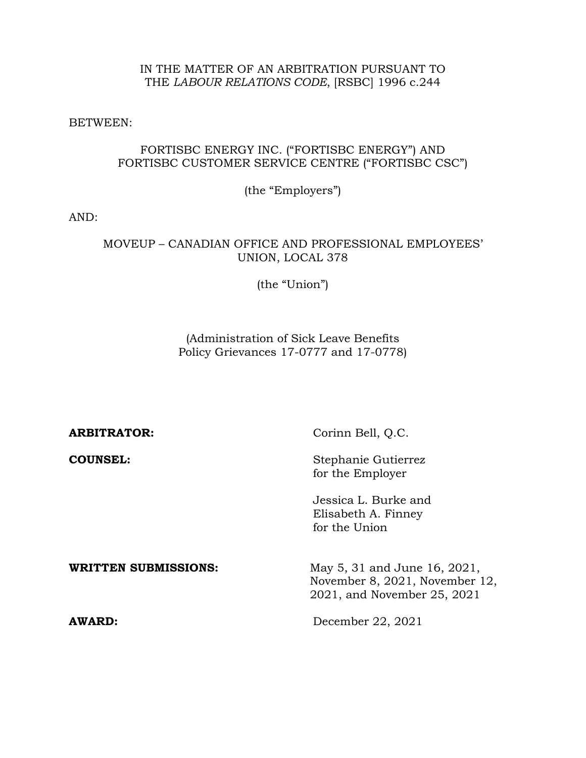IN THE MATTER OF AN ARBITRATION PURSUANT TO THE *LABOUR RELATIONS CODE*, [RSBC] 1996 c.244

BETWEEN:

FORTISBC ENERGY INC. ("FORTISBC ENERGY") AND FORTISBC CUSTOMER SERVICE CENTRE ("FORTISBC CSC")

(the "Employers")

AND:

MOVEUP – CANADIAN OFFICE AND PROFESSIONAL EMPLOYEES' UNION, LOCAL 378

(the "Union")

(Administration of Sick Leave Benefits Policy Grievances 17-0777 and 17-0778)

**ARBITRATOR:** Corinn Bell, Q.C.

**COUNSEL:** Stephanie Gutierrez for the Employer

Jessica L. Burke and Elisabeth A. Finney for the Union

**WRITTEN SUBMISSIONS:** May 5, 31 and June 16, 2021, November 8, 2021, November 12, 2021, and November 25, 2021

**AWARD:** December 22, 2021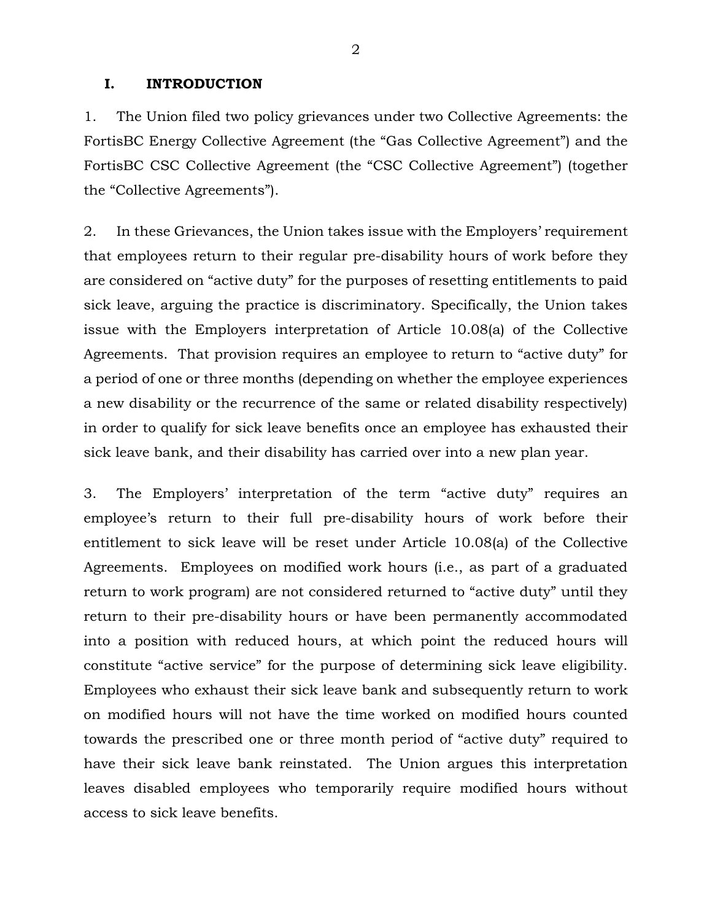## I. INTRODUCTION

1. The Union filed two policy grievances under two Collective Agreements: the FortisBC Energy Collective Agreement (the "Gas Collective Agreement") and the FortisBC CSC Collective Agreement (the "CSC Collective Agreement") (together the "Collective Agreements").

2. In these Grievances, the Union takes issue with the Employers' requirement that employees return to their regular pre-disability hours of work before they are considered on "active duty" for the purposes of resetting entitlements to paid sick leave, arguing the practice is discriminatory. Specifically, the Union takes issue with the Employers interpretation of Article 10.08(a) of the Collective Agreements. That provision requires an employee to return to "active duty" for a period of one or three months (depending on whether the employee experiences a new disability or the recurrence of the same or related disability respectively) in order to qualify for sick leave benefits once an employee has exhausted their sick leave bank, and their disability has carried over into a new plan year.

3. The Employers' interpretation of the term "active duty" requires an employee's return to their full pre-disability hours of work before their entitlement to sick leave will be reset under Article 10.08(a) of the Collective Agreements. Employees on modified work hours (i.e., as part of a graduated return to work program) are not considered returned to "active duty" until they return to their pre-disability hours or have been permanently accommodated into a position with reduced hours, at which point the reduced hours will constitute "active service" for the purpose of determining sick leave eligibility. Employees who exhaust their sick leave bank and subsequently return to work on modified hours will not have the time worked on modified hours counted towards the prescribed one or three month period of "active duty" required to have their sick leave bank reinstated. The Union argues this interpretation leaves disabled employees who temporarily require modified hours without access to sick leave benefits.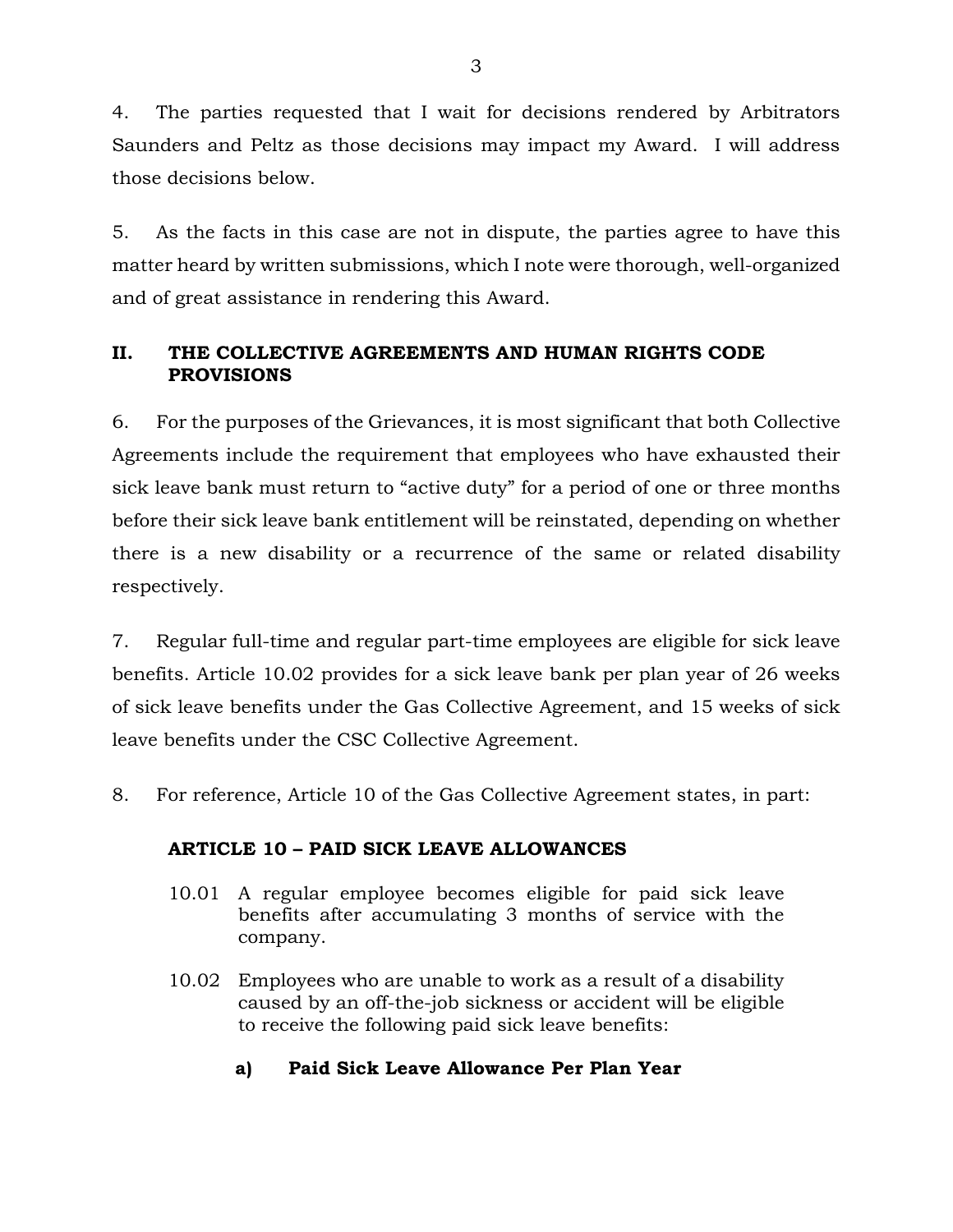4. The parties requested that I wait for decisions rendered by Arbitrators Saunders and Peltz as those decisions may impact my Award. I will address those decisions below.

5. As the facts in this case are not in dispute, the parties agree to have this matter heard by written submissions, which I note were thorough, well-organized and of great assistance in rendering this Award.

## II. THE COLLECTIVE AGREEMENTS AND HUMAN RIGHTS CODE PROVISIONS

6. For the purposes of the Grievances, it is most significant that both Collective Agreements include the requirement that employees who have exhausted their sick leave bank must return to "active duty" for a period of one or three months before their sick leave bank entitlement will be reinstated, depending on whether there is a new disability or a recurrence of the same or related disability respectively.

7. Regular full-time and regular part-time employees are eligible for sick leave benefits. Article 10.02 provides for a sick leave bank per plan year of 26 weeks of sick leave benefits under the Gas Collective Agreement, and 15 weeks of sick leave benefits under the CSC Collective Agreement.

8. For reference, Article 10 of the Gas Collective Agreement states, in part:

> **ARTICLE 10 – PAID SICK LEAVE ALLOWANCES**
>
> 10.01 A regular employee becomes eligible for paid sick leave benefits after accumulating 3 months of service with the company.
>
> 10.02 Employees who are unable to work as a result of a disability caused by an off-the-job sickness or accident will be eligible to receive the following paid sick leave benefits:
>
> **a) Paid Sick Leave Allowance Per Plan Year**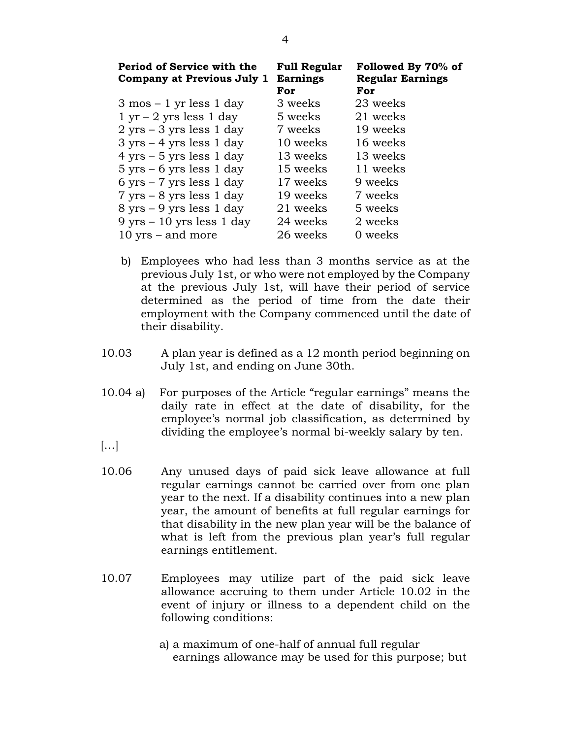| Period of Service with the Company at Previous July 1 | Full Regular Earnings For | Followed By 70% of Regular Earnings For |
|---|---|---|
| 3 mos – 1 yr less 1 day | 3 weeks | 23 weeks |
| 1 yr – 2 yrs less 1 day | 5 weeks | 21 weeks |
| 2 yrs – 3 yrs less 1 day | 7 weeks | 19 weeks |
| 3 yrs – 4 yrs less 1 day | 10 weeks | 16 weeks |
| 4 yrs – 5 yrs less 1 day | 13 weeks | 13 weeks |
| 5 yrs – 6 yrs less 1 day | 15 weeks | 11 weeks |
| 6 yrs – 7 yrs less 1 day | 17 weeks | 9 weeks |
| 7 yrs – 8 yrs less 1 day | 19 weeks | 7 weeks |
| 8 yrs – 9 yrs less 1 day | 21 weeks | 5 weeks |
| 9 yrs – 10 yrs less 1 day | 24 weeks | 2 weeks |
| 10 yrs – and more | 26 weeks | 0 weeks |

b) Employees who had less than 3 months service as at the previous July 1st, or who were not employed by the Company at the previous July 1st, will have their period of service determined as the period of time from the date their employment with the Company commenced until the date of their disability.

10.03 A plan year is defined as a 12 month period beginning on July 1st, and ending on June 30th.

10.04 a) For purposes of the Article "regular earnings" means the daily rate in effect at the date of disability, for the employee's normal job classification, as determined by dividing the employee's normal bi-weekly salary by ten.

[…]

10.06 Any unused days of paid sick leave allowance at full regular earnings cannot be carried over from one plan year to the next. If a disability continues into a new plan year, the amount of benefits at full regular earnings for that disability in the new plan year will be the balance of what is left from the previous plan year's full regular earnings entitlement.

10.07 Employees may utilize part of the paid sick leave allowance accruing to them under Article 10.02 in the event of injury or illness to a dependent child on the following conditions:

a) a maximum of one-half of annual full regular earnings allowance may be used for this purpose; but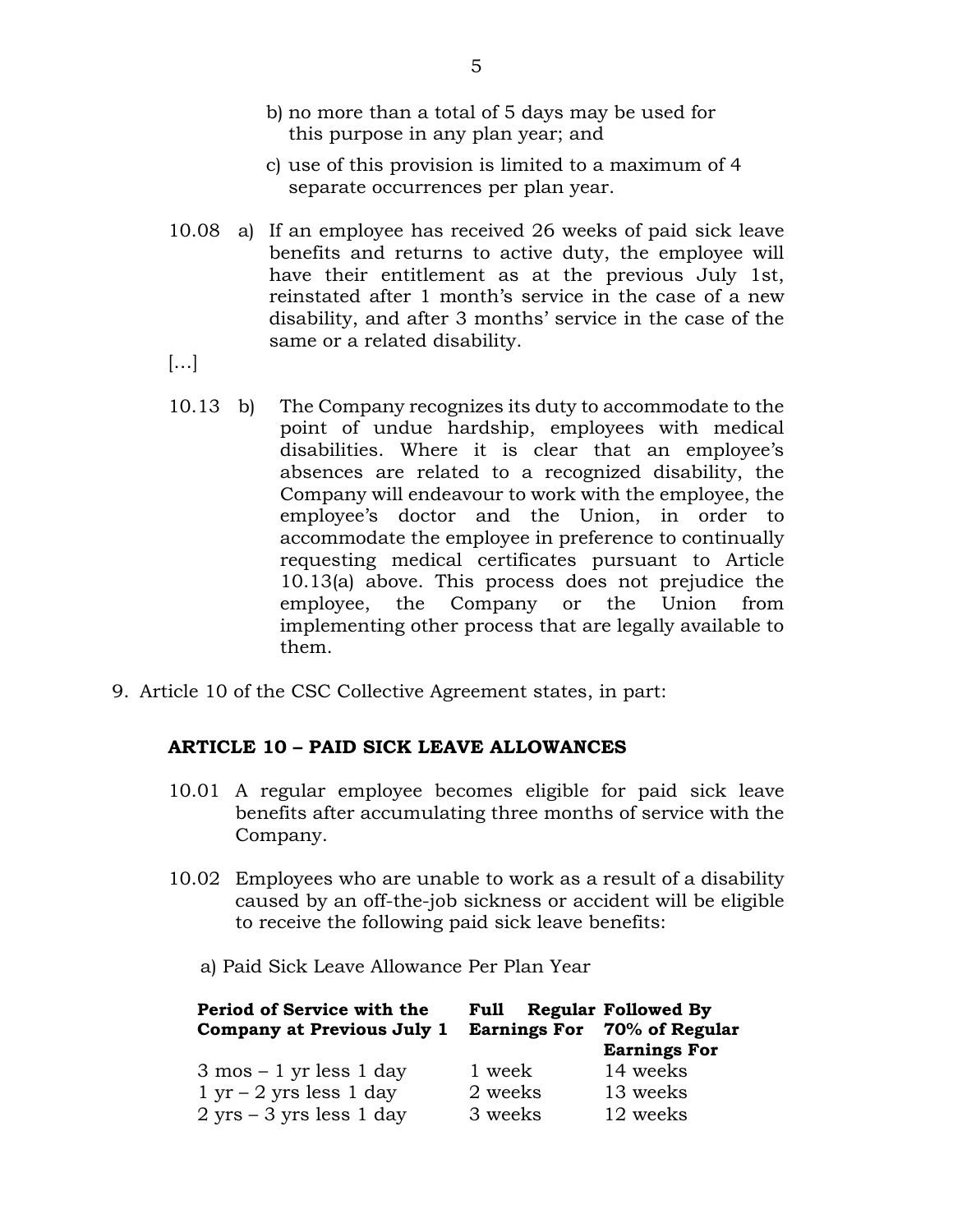b) no more than a total of 5 days may be used for this purpose in any plan year; and

c) use of this provision is limited to a maximum of 4 separate occurrences per plan year.

10.08 a) If an employee has received 26 weeks of paid sick leave benefits and returns to active duty, the employee will have their entitlement as at the previous July 1st, reinstated after 1 month's service in the case of a new disability, and after 3 months' service in the case of the same or a related disability.

[…]

10.13 b) The Company recognizes its duty to accommodate to the point of undue hardship, employees with medical disabilities. Where it is clear that an employee's absences are related to a recognized disability, the Company will endeavour to work with the employee, the employee's doctor and the Union, in order to accommodate the employee in preference to continually requesting medical certificates pursuant to Article 10.13(a) above. This process does not prejudice the employee, the Company or the Union from implementing other process that are legally available to them.

9. Article 10 of the CSC Collective Agreement states, in part:

**ARTICLE 10 – PAID SICK LEAVE ALLOWANCES**

10.01 A regular employee becomes eligible for paid sick leave benefits after accumulating three months of service with the Company.

10.02 Employees who are unable to work as a result of a disability caused by an off-the-job sickness or accident will be eligible to receive the following paid sick leave benefits:

a) Paid Sick Leave Allowance Per Plan Year

| Period of Service with the Company at Previous July 1 | Full Regular Earnings For | Followed By 70% of Regular Earnings For |
|---|---|---|
| 3 mos – 1 yr less 1 day | 1 week | 14 weeks |
| 1 yr – 2 yrs less 1 day | 2 weeks | 13 weeks |
| 2 yrs – 3 yrs less 1 day | 3 weeks | 12 weeks |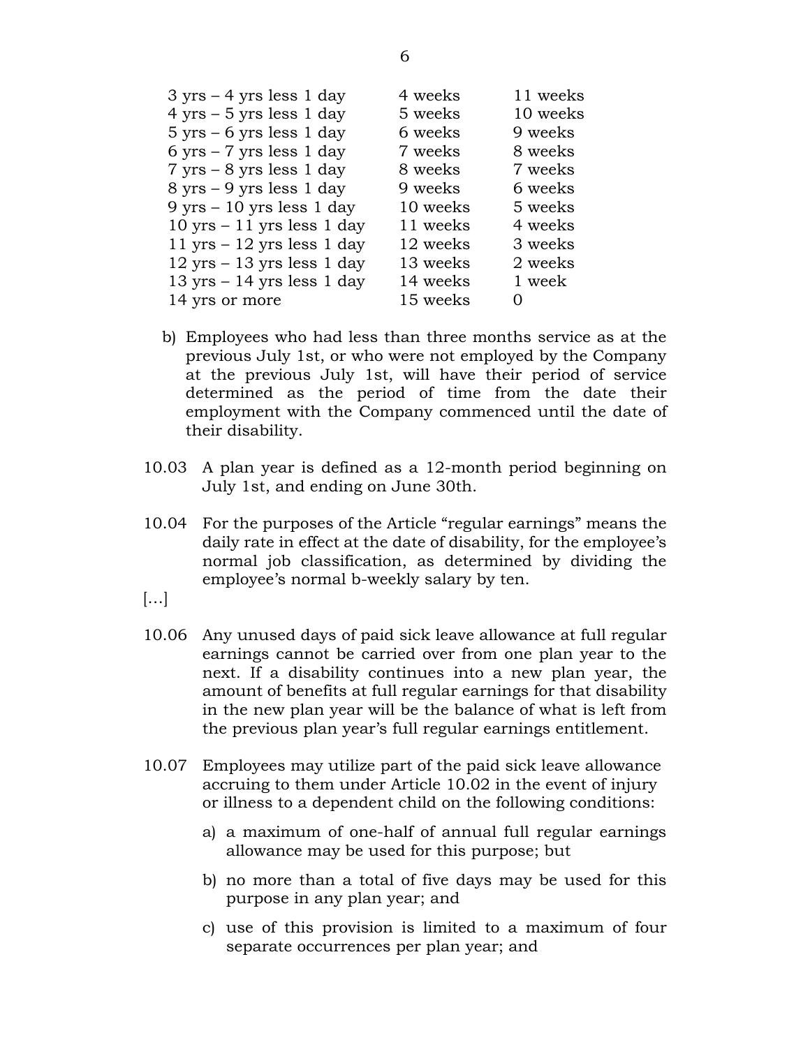| | | |
|---|---|---|
| 3 yrs – 4 yrs less 1 day | 4 weeks | 11 weeks |
| 4 yrs – 5 yrs less 1 day | 5 weeks | 10 weeks |
| 5 yrs – 6 yrs less 1 day | 6 weeks | 9 weeks |
| 6 yrs – 7 yrs less 1 day | 7 weeks | 8 weeks |
| 7 yrs – 8 yrs less 1 day | 8 weeks | 7 weeks |
| 8 yrs – 9 yrs less 1 day | 9 weeks | 6 weeks |
| 9 yrs – 10 yrs less 1 day | 10 weeks | 5 weeks |
| 10 yrs – 11 yrs less 1 day | 11 weeks | 4 weeks |
| 11 yrs – 12 yrs less 1 day | 12 weeks | 3 weeks |
| 12 yrs – 13 yrs less 1 day | 13 weeks | 2 weeks |
| 13 yrs – 14 yrs less 1 day | 14 weeks | 1 week |
| 14 yrs or more | 15 weeks | 0 |

b) Employees who had less than three months service as at the previous July 1st, or who were not employed by the Company at the previous July 1st, will have their period of service determined as the period of time from the date their employment with the Company commenced until the date of their disability.

10.03 A plan year is defined as a 12-month period beginning on July 1st, and ending on June 30th.

10.04 For the purposes of the Article "regular earnings" means the daily rate in effect at the date of disability, for the employee's normal job classification, as determined by dividing the employee's normal b-weekly salary by ten.

[…]

10.06 Any unused days of paid sick leave allowance at full regular earnings cannot be carried over from one plan year to the next. If a disability continues into a new plan year, the amount of benefits at full regular earnings for that disability in the new plan year will be the balance of what is left from the previous plan year's full regular earnings entitlement.

10.07 Employees may utilize part of the paid sick leave allowance accruing to them under Article 10.02 in the event of injury or illness to a dependent child on the following conditions:

a) a maximum of one-half of annual full regular earnings allowance may be used for this purpose; but

b) no more than a total of five days may be used for this purpose in any plan year; and

c) use of this provision is limited to a maximum of four separate occurrences per plan year; and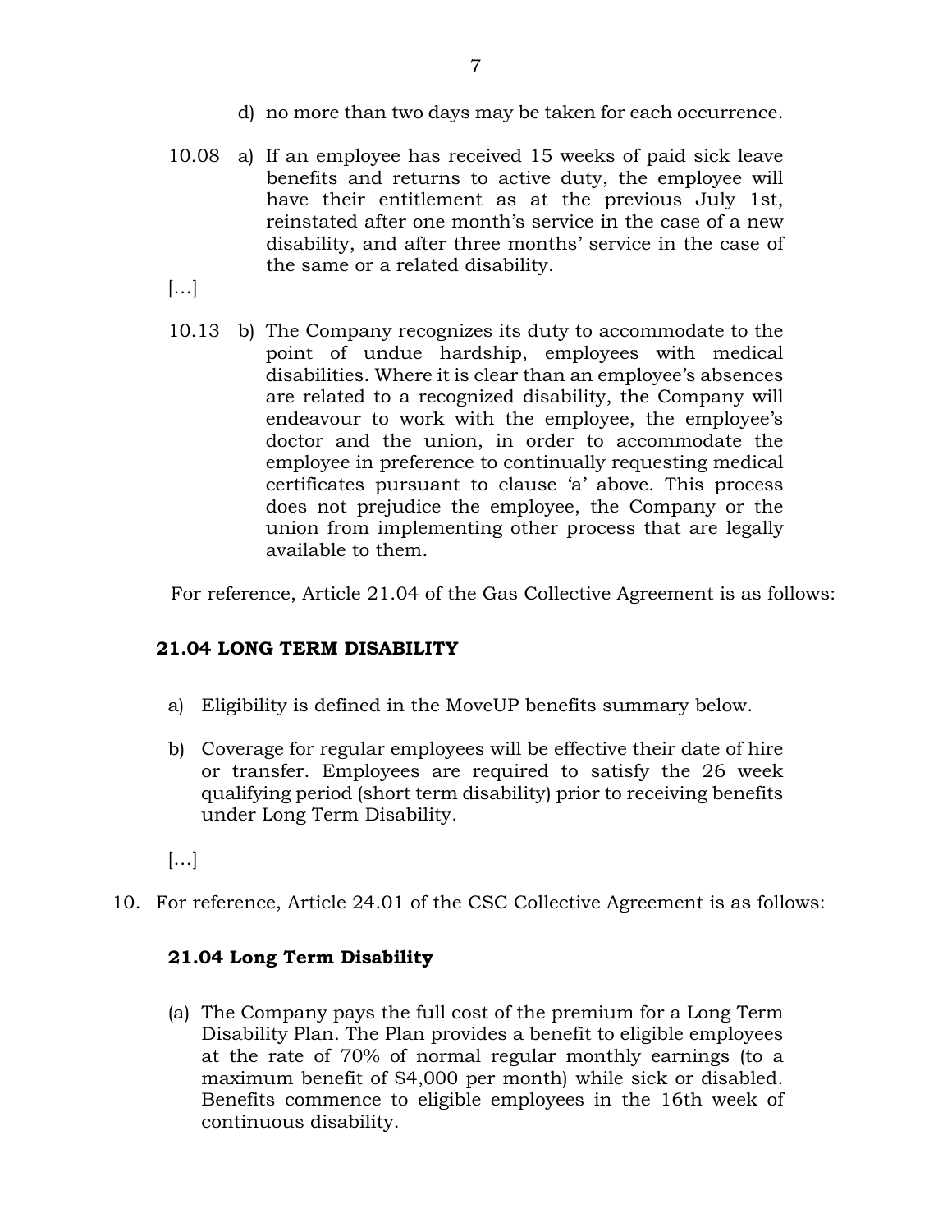d) no more than two days may be taken for each occurrence.

10.08 a) If an employee has received 15 weeks of paid sick leave benefits and returns to active duty, the employee will have their entitlement as at the previous July 1st, reinstated after one month's service in the case of a new disability, and after three months' service in the case of the same or a related disability.

[…]

10.13 b) The Company recognizes its duty to accommodate to the point of undue hardship, employees with medical disabilities. Where it is clear than an employee's absences are related to a recognized disability, the Company will endeavour to work with the employee, the employee's doctor and the union, in order to accommodate the employee in preference to continually requesting medical certificates pursuant to clause 'a' above. This process does not prejudice the employee, the Company or the union from implementing other process that are legally available to them.

For reference, Article 21.04 of the Gas Collective Agreement is as follows:

**21.04 LONG TERM DISABILITY**

a) Eligibility is defined in the MoveUP benefits summary below.

b) Coverage for regular employees will be effective their date of hire or transfer. Employees are required to satisfy the 26 week qualifying period (short term disability) prior to receiving benefits under Long Term Disability.

[…]

10. For reference, Article 24.01 of the CSC Collective Agreement is as follows:

**21.04 Long Term Disability**

(a) The Company pays the full cost of the premium for a Long Term Disability Plan. The Plan provides a benefit to eligible employees at the rate of 70% of normal regular monthly earnings (to a maximum benefit of $4,000 per month) while sick or disabled. Benefits commence to eligible employees in the 16th week of continuous disability.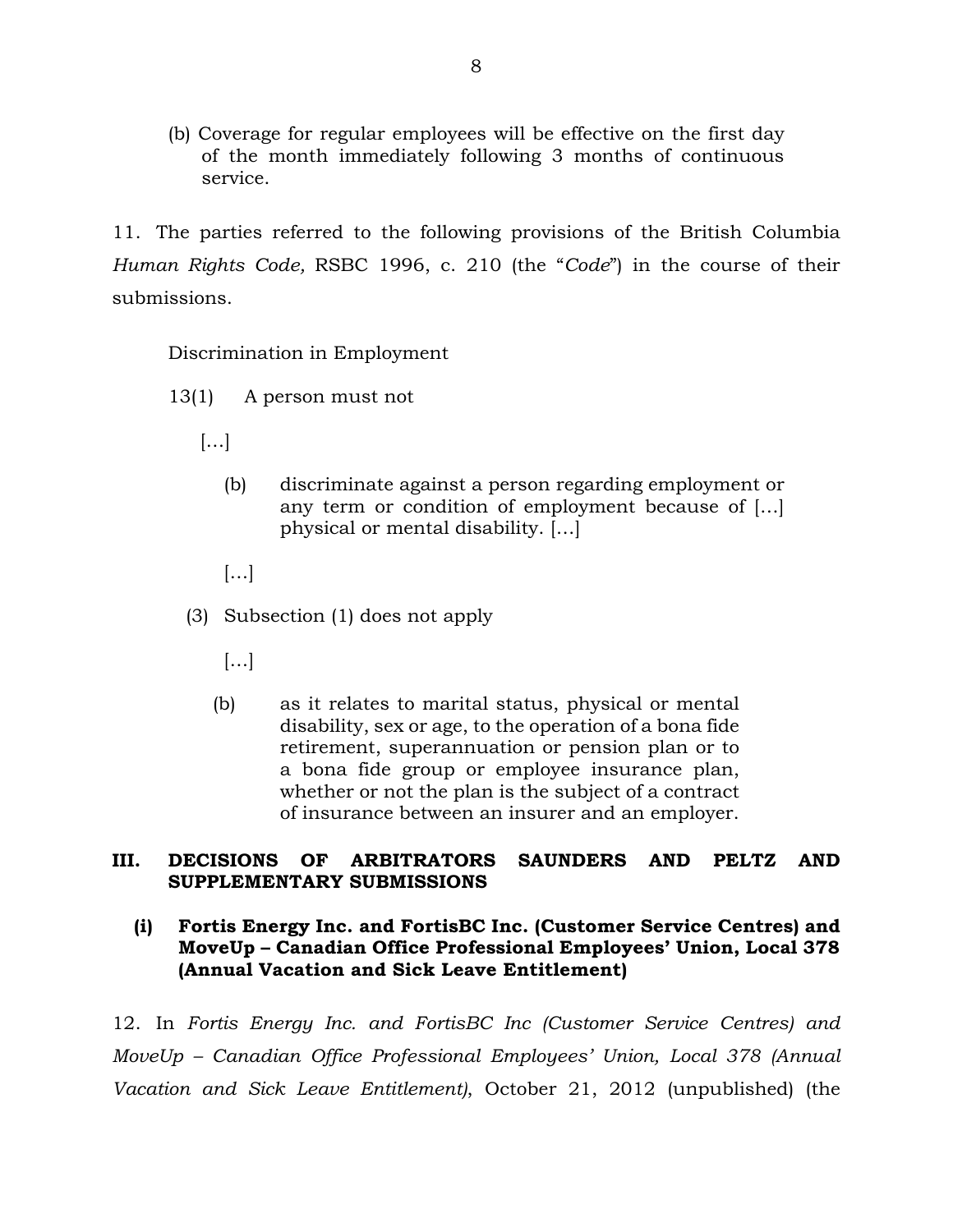(b) Coverage for regular employees will be effective on the first day of the month immediately following 3 months of continuous service.

11. The parties referred to the following provisions of the British Columbia *Human Rights Code,* RSBC 1996, c. 210 (the "*Code*") in the course of their submissions.

> Discrimination in Employment
>
> 13(1) A person must not
>
> […]
>
> (b) discriminate against a person regarding employment or any term or condition of employment because of […] physical or mental disability. […]
>
> […]
>
> (3) Subsection (1) does not apply
>
> […]
>
> (b) as it relates to marital status, physical or mental disability, sex or age, to the operation of a bona fide retirement, superannuation or pension plan or to a bona fide group or employee insurance plan, whether or not the plan is the subject of a contract of insurance between an insurer and an employer.

## III. DECISIONS OF ARBITRATORS SAUNDERS AND PELTZ AND SUPPLEMENTARY SUBMISSIONS

### (i) Fortis Energy Inc. and FortisBC Inc. (Customer Service Centres) and MoveUp – Canadian Office Professional Employees' Union, Local 378 (Annual Vacation and Sick Leave Entitlement)

12. In *Fortis Energy Inc. and FortisBC Inc (Customer Service Centres) and MoveUp – Canadian Office Professional Employees' Union, Local 378 (Annual Vacation and Sick Leave Entitlement)*, October 21, 2012 (unpublished) (the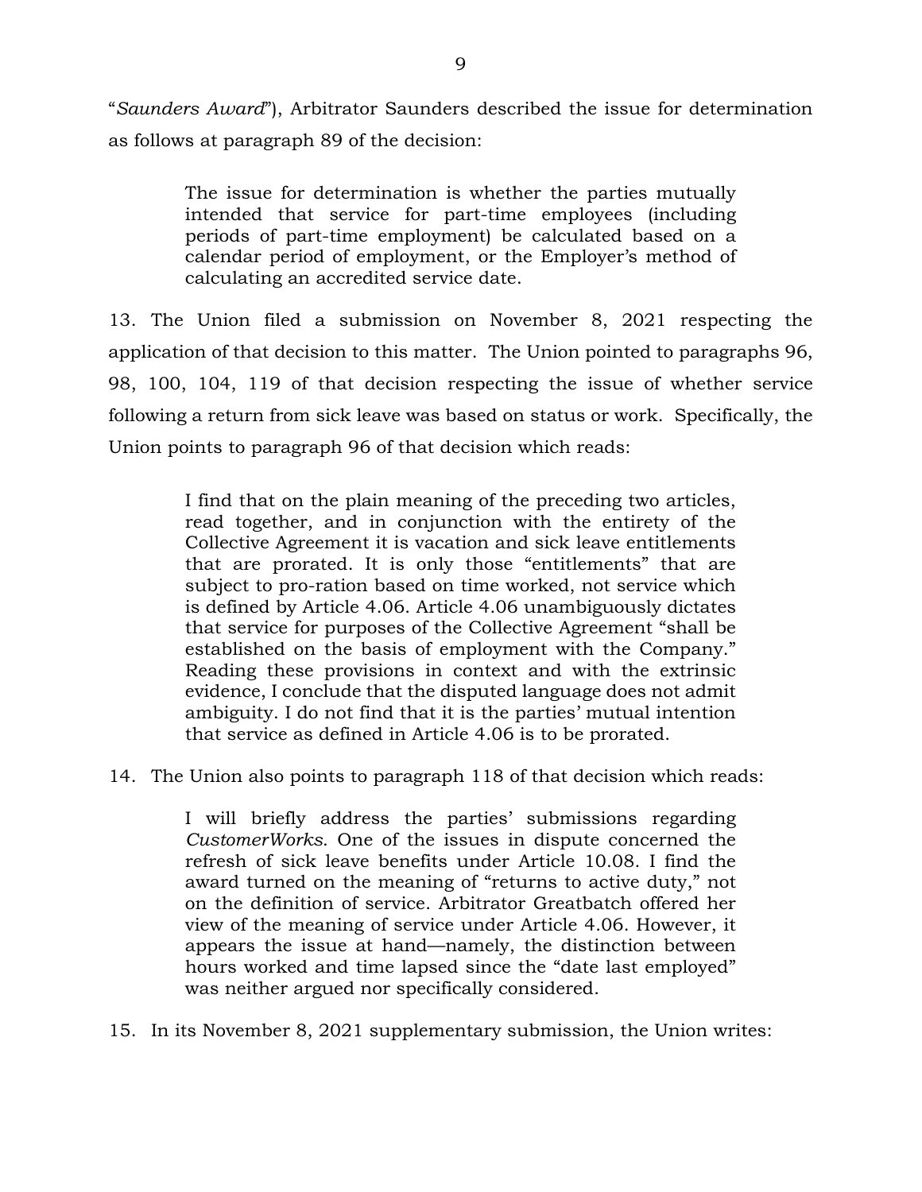"*Saunders Award*"), Arbitrator Saunders described the issue for determination as follows at paragraph 89 of the decision:

> The issue for determination is whether the parties mutually intended that service for part-time employees (including periods of part-time employment) be calculated based on a calendar period of employment, or the Employer's method of calculating an accredited service date.

13. The Union filed a submission on November 8, 2021 respecting the application of that decision to this matter. The Union pointed to paragraphs 96, 98, 100, 104, 119 of that decision respecting the issue of whether service following a return from sick leave was based on status or work. Specifically, the Union points to paragraph 96 of that decision which reads:

> I find that on the plain meaning of the preceding two articles, read together, and in conjunction with the entirety of the Collective Agreement it is vacation and sick leave entitlements that are prorated. It is only those "entitlements" that are subject to pro-ration based on time worked, not service which is defined by Article 4.06. Article 4.06 unambiguously dictates that service for purposes of the Collective Agreement "shall be established on the basis of employment with the Company." Reading these provisions in context and with the extrinsic evidence, I conclude that the disputed language does not admit ambiguity. I do not find that it is the parties' mutual intention that service as defined in Article 4.06 is to be prorated.

14. The Union also points to paragraph 118 of that decision which reads:

> I will briefly address the parties' submissions regarding *CustomerWorks*. One of the issues in dispute concerned the refresh of sick leave benefits under Article 10.08. I find the award turned on the meaning of "returns to active duty," not on the definition of service. Arbitrator Greatbatch offered her view of the meaning of service under Article 4.06. However, it appears the issue at hand—namely, the distinction between hours worked and time lapsed since the "date last employed" was neither argued nor specifically considered.

15. In its November 8, 2021 supplementary submission, the Union writes: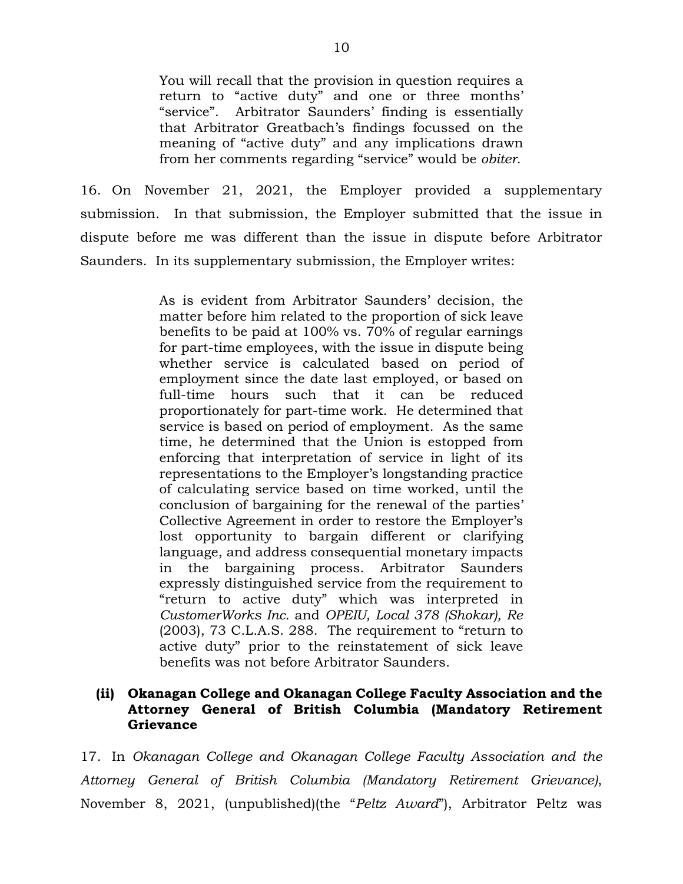> You will recall that the provision in question requires a return to "active duty" and one or three months' "service". Arbitrator Saunders' finding is essentially that Arbitrator Greatbach's findings focussed on the meaning of "active duty" and any implications drawn from her comments regarding "service" would be *obiter.*

16. On November 21, 2021, the Employer provided a supplementary submission. In that submission, the Employer submitted that the issue in dispute before me was different than the issue in dispute before Arbitrator Saunders. In its supplementary submission, the Employer writes:

> As is evident from Arbitrator Saunders' decision, the matter before him related to the proportion of sick leave benefits to be paid at 100% vs. 70% of regular earnings for part-time employees, with the issue in dispute being whether service is calculated based on period of employment since the date last employed, or based on full-time hours such that it can be reduced proportionately for part-time work. He determined that service is based on period of employment. As the same time, he determined that the Union is estopped from enforcing that interpretation of service in light of its representations to the Employer's longstanding practice of calculating service based on time worked, until the conclusion of bargaining for the renewal of the parties' Collective Agreement in order to restore the Employer's lost opportunity to bargain different or clarifying language, and address consequential monetary impacts in the bargaining process. Arbitrator Saunders expressly distinguished service from the requirement to "return to active duty" which was interpreted in *CustomerWorks Inc.* and *OPEIU, Local 378 (Shokar), Re* (2003), 73 C.L.A.S. 288. The requirement to "return to active duty" prior to the reinstatement of sick leave benefits was not before Arbitrator Saunders.

### (ii) Okanagan College and Okanagan College Faculty Association and the Attorney General of British Columbia (Mandatory Retirement Grievance

17. In *Okanagan College and Okanagan College Faculty Association and the Attorney General of British Columbia (Mandatory Retirement Grievance)*, November 8, 2021, (unpublished)(the "*Peltz Award*"), Arbitrator Peltz was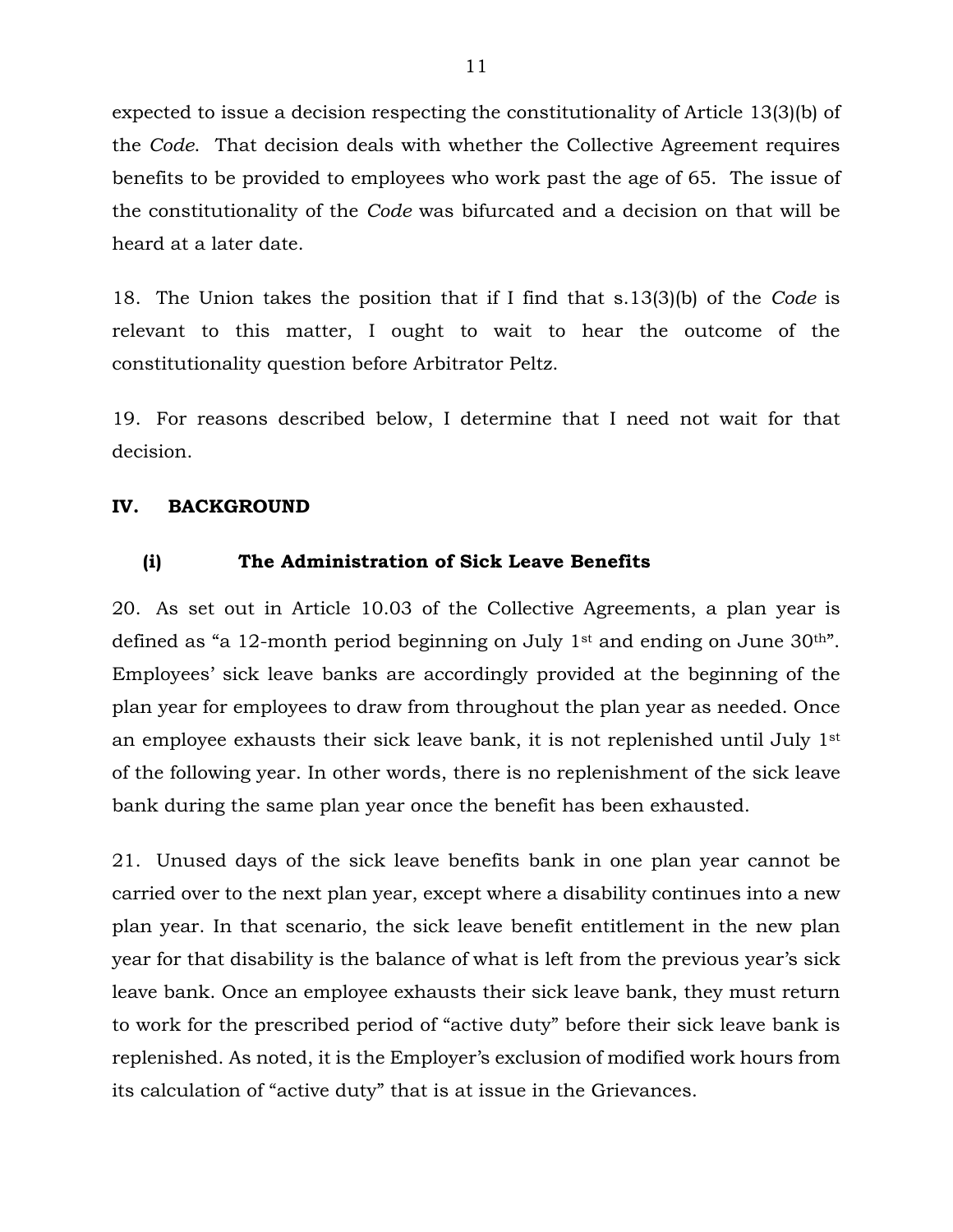expected to issue a decision respecting the constitutionality of Article 13(3)(b) of the *Code*. That decision deals with whether the Collective Agreement requires benefits to be provided to employees who work past the age of 65. The issue of the constitutionality of the *Code* was bifurcated and a decision on that will be heard at a later date.

18. The Union takes the position that if I find that s.13(3)(b) of the *Code* is relevant to this matter, I ought to wait to hear the outcome of the constitutionality question before Arbitrator Peltz.

19. For reasons described below, I determine that I need not wait for that decision.

## IV. BACKGROUND

### (i) The Administration of Sick Leave Benefits

20. As set out in Article 10.03 of the Collective Agreements, a plan year is defined as "a 12-month period beginning on July 1st and ending on June 30th". Employees' sick leave banks are accordingly provided at the beginning of the plan year for employees to draw from throughout the plan year as needed. Once an employee exhausts their sick leave bank, it is not replenished until July 1st of the following year. In other words, there is no replenishment of the sick leave bank during the same plan year once the benefit has been exhausted.

21. Unused days of the sick leave benefits bank in one plan year cannot be carried over to the next plan year, except where a disability continues into a new plan year. In that scenario, the sick leave benefit entitlement in the new plan year for that disability is the balance of what is left from the previous year's sick leave bank. Once an employee exhausts their sick leave bank, they must return to work for the prescribed period of "active duty" before their sick leave bank is replenished. As noted, it is the Employer's exclusion of modified work hours from its calculation of "active duty" that is at issue in the Grievances.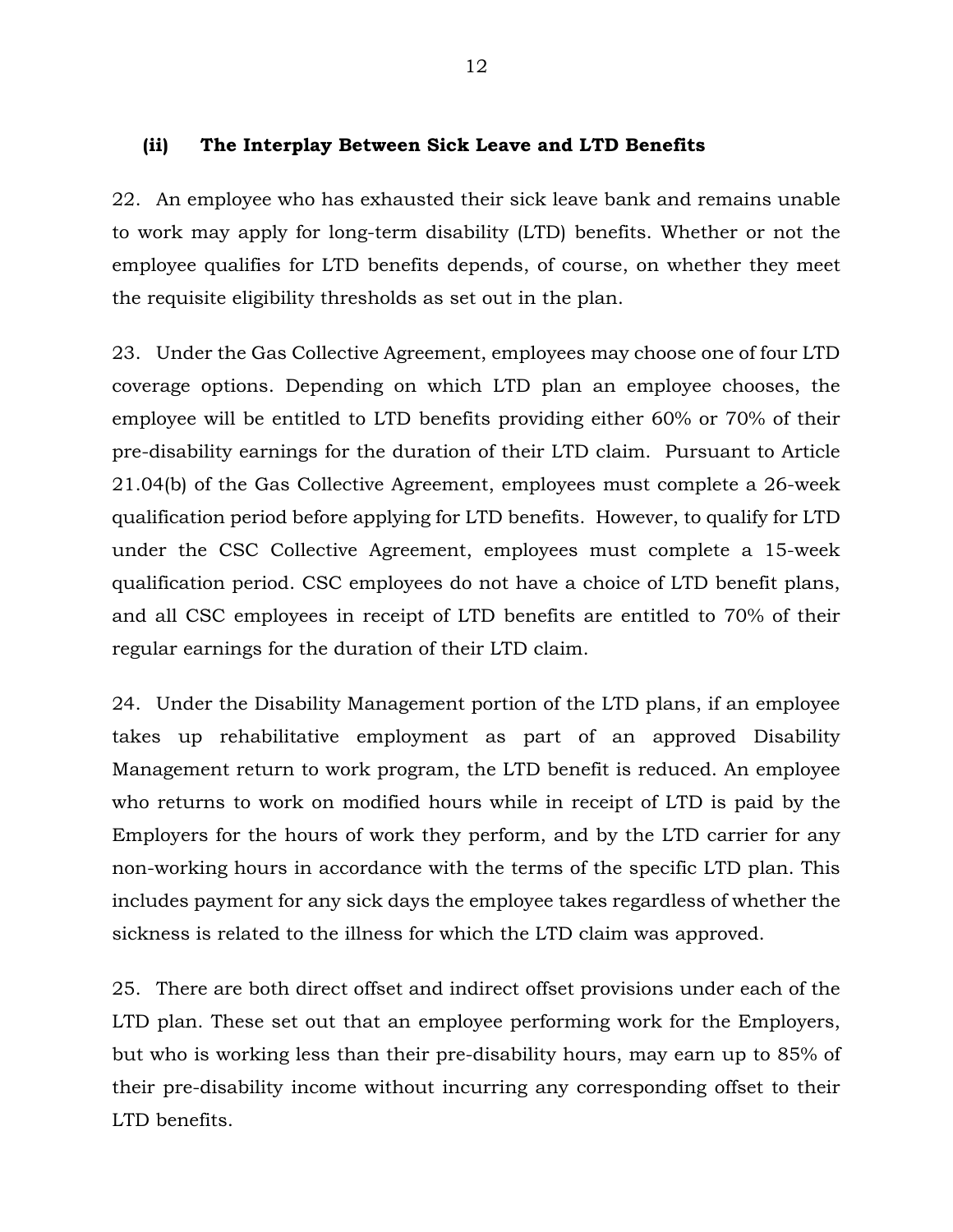### (ii) The Interplay Between Sick Leave and LTD Benefits

22. An employee who has exhausted their sick leave bank and remains unable to work may apply for long-term disability (LTD) benefits. Whether or not the employee qualifies for LTD benefits depends, of course, on whether they meet the requisite eligibility thresholds as set out in the plan.

23. Under the Gas Collective Agreement, employees may choose one of four LTD coverage options. Depending on which LTD plan an employee chooses, the employee will be entitled to LTD benefits providing either 60% or 70% of their pre-disability earnings for the duration of their LTD claim. Pursuant to Article 21.04(b) of the Gas Collective Agreement, employees must complete a 26-week qualification period before applying for LTD benefits. However, to qualify for LTD under the CSC Collective Agreement, employees must complete a 15-week qualification period. CSC employees do not have a choice of LTD benefit plans, and all CSC employees in receipt of LTD benefits are entitled to 70% of their regular earnings for the duration of their LTD claim.

24. Under the Disability Management portion of the LTD plans, if an employee takes up rehabilitative employment as part of an approved Disability Management return to work program, the LTD benefit is reduced. An employee who returns to work on modified hours while in receipt of LTD is paid by the Employers for the hours of work they perform, and by the LTD carrier for any non-working hours in accordance with the terms of the specific LTD plan. This includes payment for any sick days the employee takes regardless of whether the sickness is related to the illness for which the LTD claim was approved.

25. There are both direct offset and indirect offset provisions under each of the LTD plan. These set out that an employee performing work for the Employers, but who is working less than their pre-disability hours, may earn up to 85% of their pre-disability income without incurring any corresponding offset to their LTD benefits.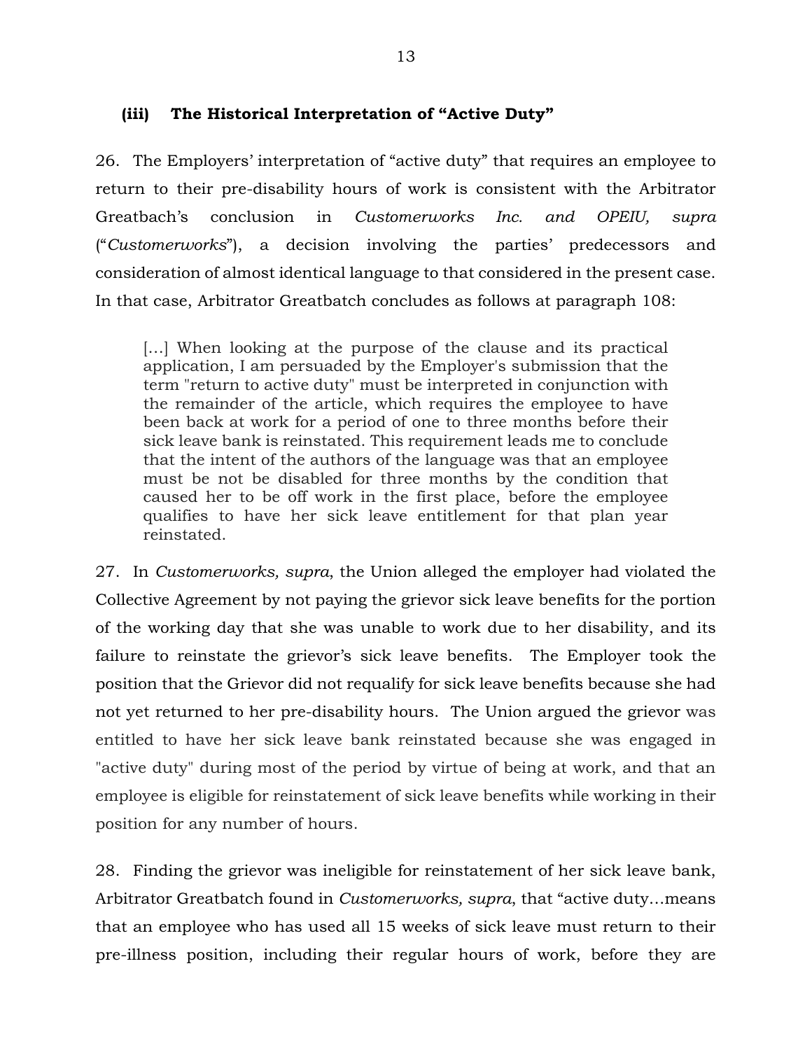### (iii) The Historical Interpretation of "Active Duty"

26. The Employers' interpretation of "active duty" that requires an employee to return to their pre-disability hours of work is consistent with the Arbitrator Greatbach's conclusion in *Customerworks Inc. and OPEIU, supra* ("*Customerworks*"), a decision involving the parties' predecessors and consideration of almost identical language to that considered in the present case. In that case, Arbitrator Greatbatch concludes as follows at paragraph 108:

> […] When looking at the purpose of the clause and its practical application, I am persuaded by the Employer's submission that the term "return to active duty" must be interpreted in conjunction with the remainder of the article, which requires the employee to have been back at work for a period of one to three months before their sick leave bank is reinstated. This requirement leads me to conclude that the intent of the authors of the language was that an employee must be not be disabled for three months by the condition that caused her to be off work in the first place, before the employee qualifies to have her sick leave entitlement for that plan year reinstated.

27. In *Customerworks, supra*, the Union alleged the employer had violated the Collective Agreement by not paying the grievor sick leave benefits for the portion of the working day that she was unable to work due to her disability, and its failure to reinstate the grievor's sick leave benefits. The Employer took the position that the Grievor did not requalify for sick leave benefits because she had not yet returned to her pre-disability hours. The Union argued the grievor was entitled to have her sick leave bank reinstated because she was engaged in "active duty" during most of the period by virtue of being at work, and that an employee is eligible for reinstatement of sick leave benefits while working in their position for any number of hours.

28. Finding the grievor was ineligible for reinstatement of her sick leave bank, Arbitrator Greatbatch found in *Customerworks, supra*, that "active duty…means that an employee who has used all 15 weeks of sick leave must return to their pre-illness position, including their regular hours of work, before they are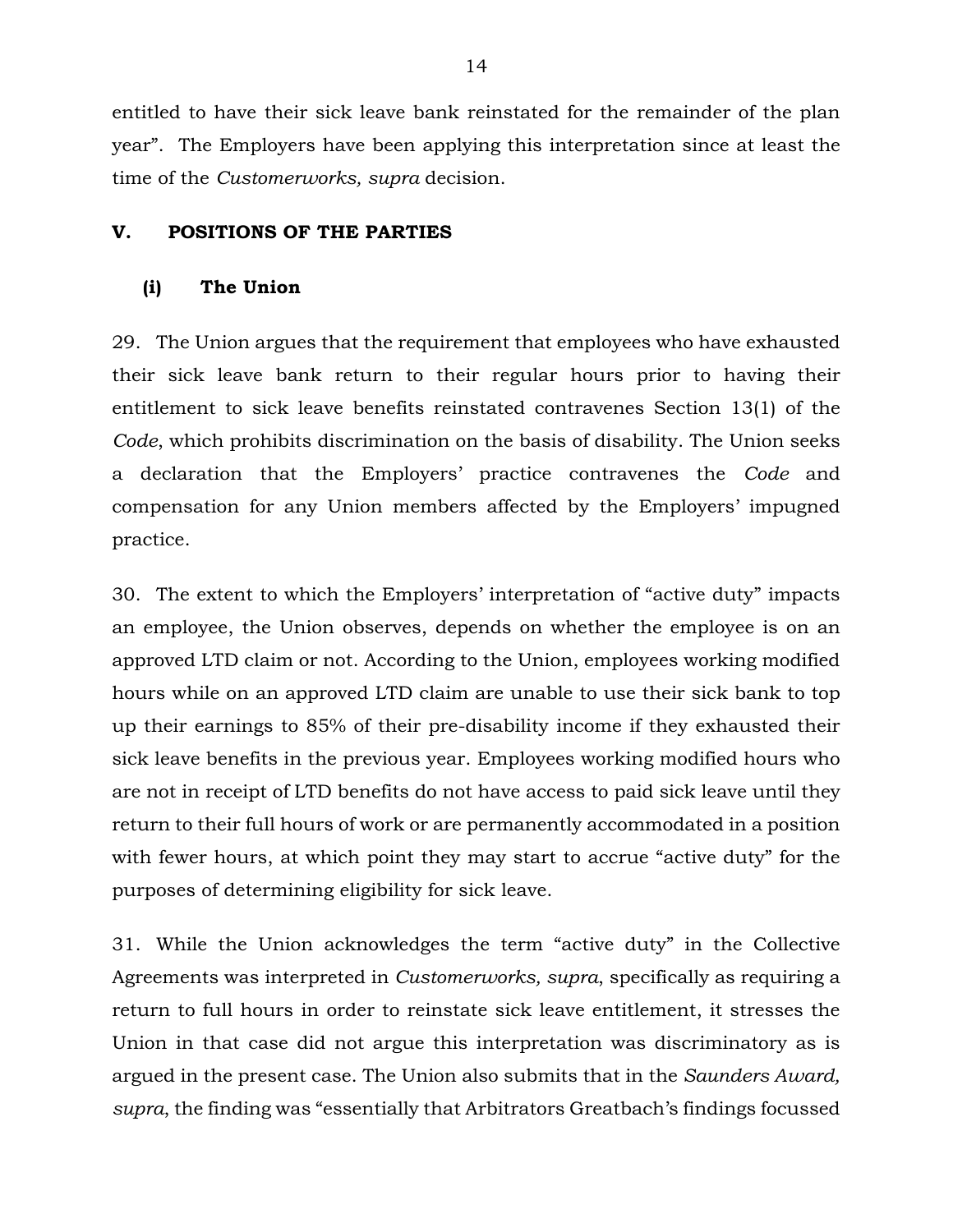entitled to have their sick leave bank reinstated for the remainder of the plan year". The Employers have been applying this interpretation since at least the time of the *Customerworks, supra* decision.

## V. POSITIONS OF THE PARTIES

### (i) The Union

29. The Union argues that the requirement that employees who have exhausted their sick leave bank return to their regular hours prior to having their entitlement to sick leave benefits reinstated contravenes Section 13(1) of the *Code*, which prohibits discrimination on the basis of disability. The Union seeks a declaration that the Employers' practice contravenes the *Code* and compensation for any Union members affected by the Employers' impugned practice.

30. The extent to which the Employers' interpretation of "active duty" impacts an employee, the Union observes, depends on whether the employee is on an approved LTD claim or not. According to the Union, employees working modified hours while on an approved LTD claim are unable to use their sick bank to top up their earnings to 85% of their pre-disability income if they exhausted their sick leave benefits in the previous year. Employees working modified hours who are not in receipt of LTD benefits do not have access to paid sick leave until they return to their full hours of work or are permanently accommodated in a position with fewer hours, at which point they may start to accrue "active duty" for the purposes of determining eligibility for sick leave.

31. While the Union acknowledges the term "active duty" in the Collective Agreements was interpreted in *Customerworks, supra*, specifically as requiring a return to full hours in order to reinstate sick leave entitlement, it stresses the Union in that case did not argue this interpretation was discriminatory as is argued in the present case. The Union also submits that in the *Saunders Award, supra*, the finding was "essentially that Arbitrators Greatbach's findings focussed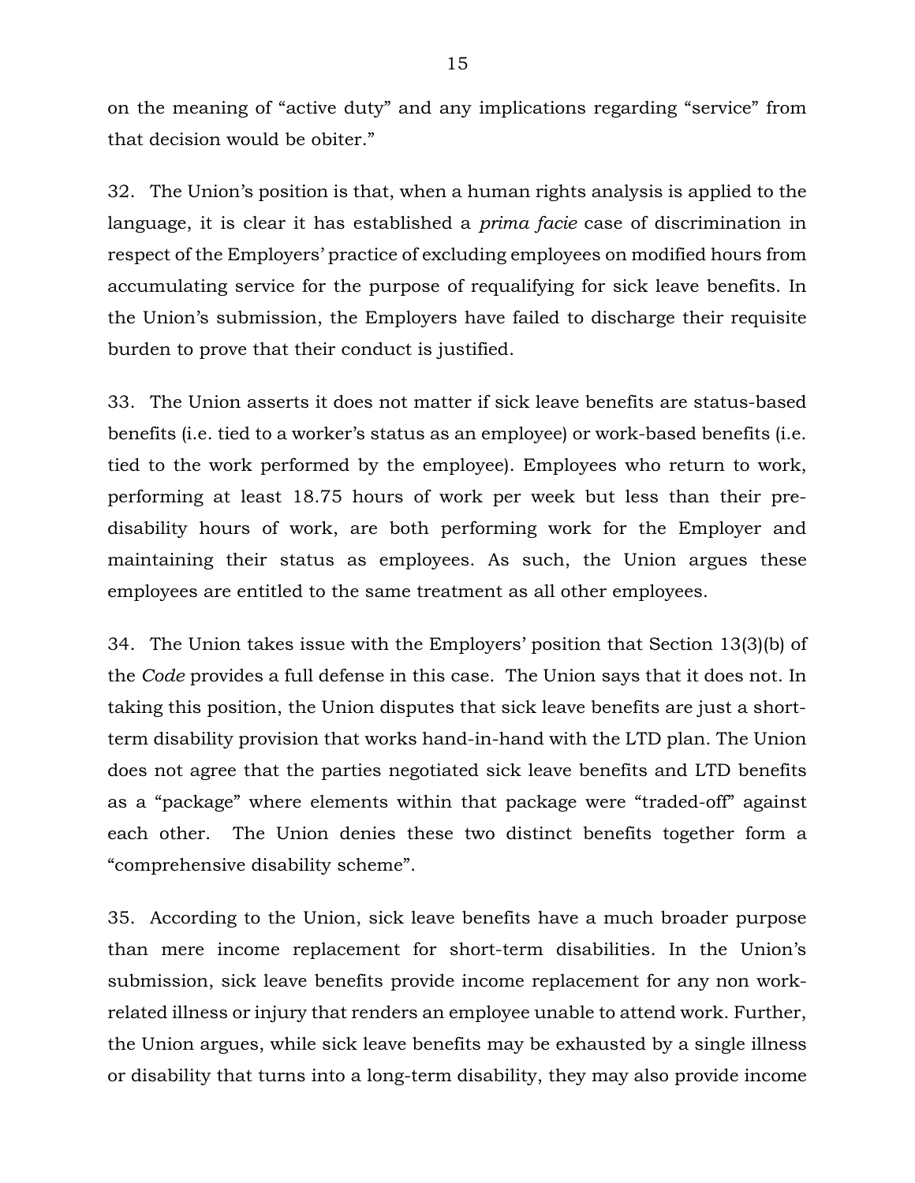on the meaning of “active duty” and any implications regarding “service” from that decision would be obiter.”

32. The Union’s position is that, when a human rights analysis is applied to the language, it is clear it has established a *prima facie* case of discrimination in respect of the Employers’ practice of excluding employees on modified hours from accumulating service for the purpose of requalifying for sick leave benefits. In the Union’s submission, the Employers have failed to discharge their requisite burden to prove that their conduct is justified.

33. The Union asserts it does not matter if sick leave benefits are status-based benefits (i.e. tied to a worker’s status as an employee) or work-based benefits (i.e. tied to the work performed by the employee). Employees who return to work, performing at least 18.75 hours of work per week but less than their pre-disability hours of work, are both performing work for the Employer and maintaining their status as employees. As such, the Union argues these employees are entitled to the same treatment as all other employees.

34. The Union takes issue with the Employers’ position that Section 13(3)(b) of the *Code* provides a full defense in this case. The Union says that it does not. In taking this position, the Union disputes that sick leave benefits are just a short-term disability provision that works hand-in-hand with the LTD plan. The Union does not agree that the parties negotiated sick leave benefits and LTD benefits as a “package” where elements within that package were “traded-off” against each other. The Union denies these two distinct benefits together form a “comprehensive disability scheme”.

35. According to the Union, sick leave benefits have a much broader purpose than mere income replacement for short-term disabilities. In the Union’s submission, sick leave benefits provide income replacement for any non work-related illness or injury that renders an employee unable to attend work. Further, the Union argues, while sick leave benefits may be exhausted by a single illness or disability that turns into a long-term disability, they may also provide income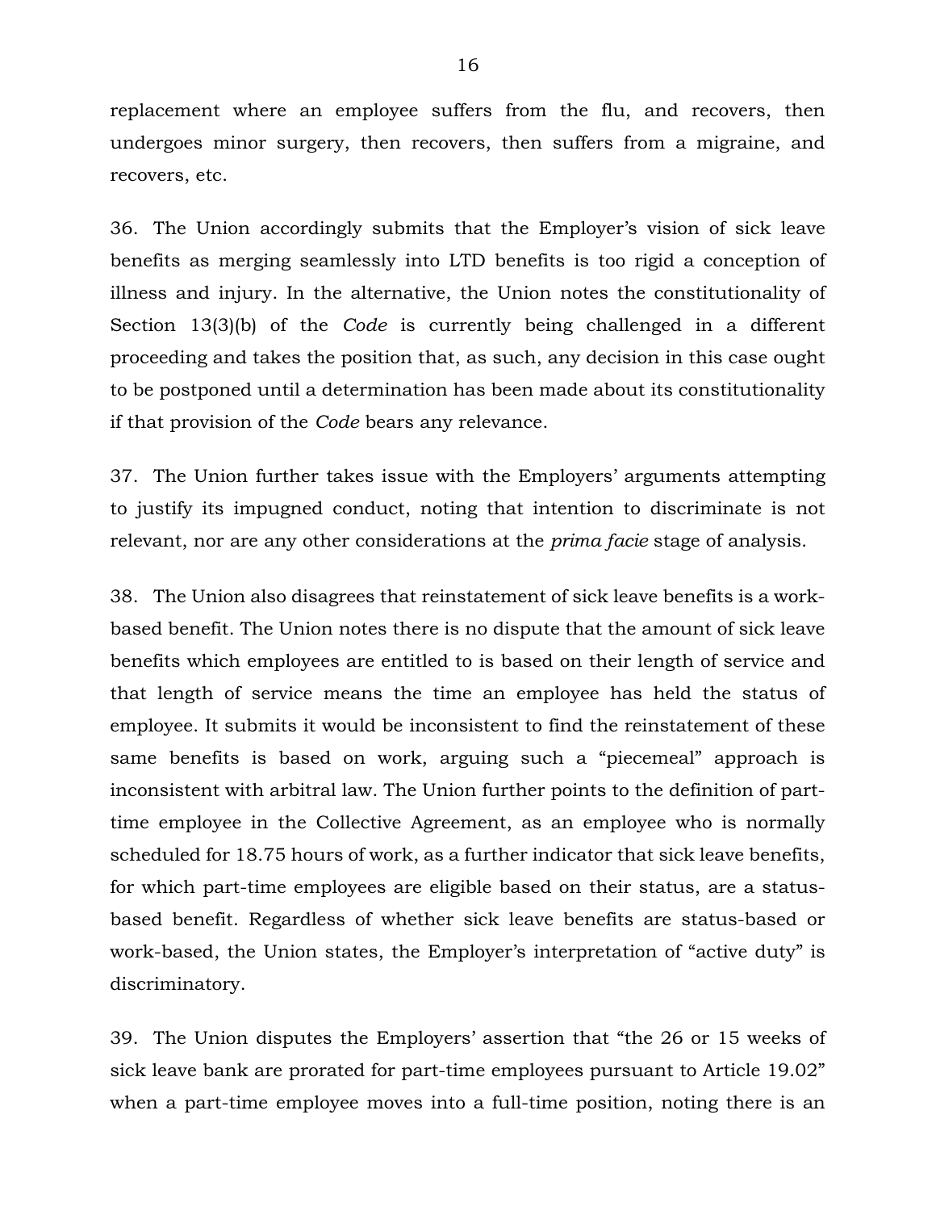replacement where an employee suffers from the flu, and recovers, then undergoes minor surgery, then recovers, then suffers from a migraine, and recovers, etc.

36. The Union accordingly submits that the Employer's vision of sick leave benefits as merging seamlessly into LTD benefits is too rigid a conception of illness and injury. In the alternative, the Union notes the constitutionality of Section 13(3)(b) of the *Code* is currently being challenged in a different proceeding and takes the position that, as such, any decision in this case ought to be postponed until a determination has been made about its constitutionality if that provision of the *Code* bears any relevance.

37. The Union further takes issue with the Employers' arguments attempting to justify its impugned conduct, noting that intention to discriminate is not relevant, nor are any other considerations at the *prima facie* stage of analysis.

38. The Union also disagrees that reinstatement of sick leave benefits is a work-based benefit. The Union notes there is no dispute that the amount of sick leave benefits which employees are entitled to is based on their length of service and that length of service means the time an employee has held the status of employee. It submits it would be inconsistent to find the reinstatement of these same benefits is based on work, arguing such a "piecemeal" approach is inconsistent with arbitral law. The Union further points to the definition of part-time employee in the Collective Agreement, as an employee who is normally scheduled for 18.75 hours of work, as a further indicator that sick leave benefits, for which part-time employees are eligible based on their status, are a status-based benefit. Regardless of whether sick leave benefits are status-based or work-based, the Union states, the Employer's interpretation of "active duty" is discriminatory.

39. The Union disputes the Employers' assertion that "the 26 or 15 weeks of sick leave bank are prorated for part-time employees pursuant to Article 19.02" when a part-time employee moves into a full-time position, noting there is an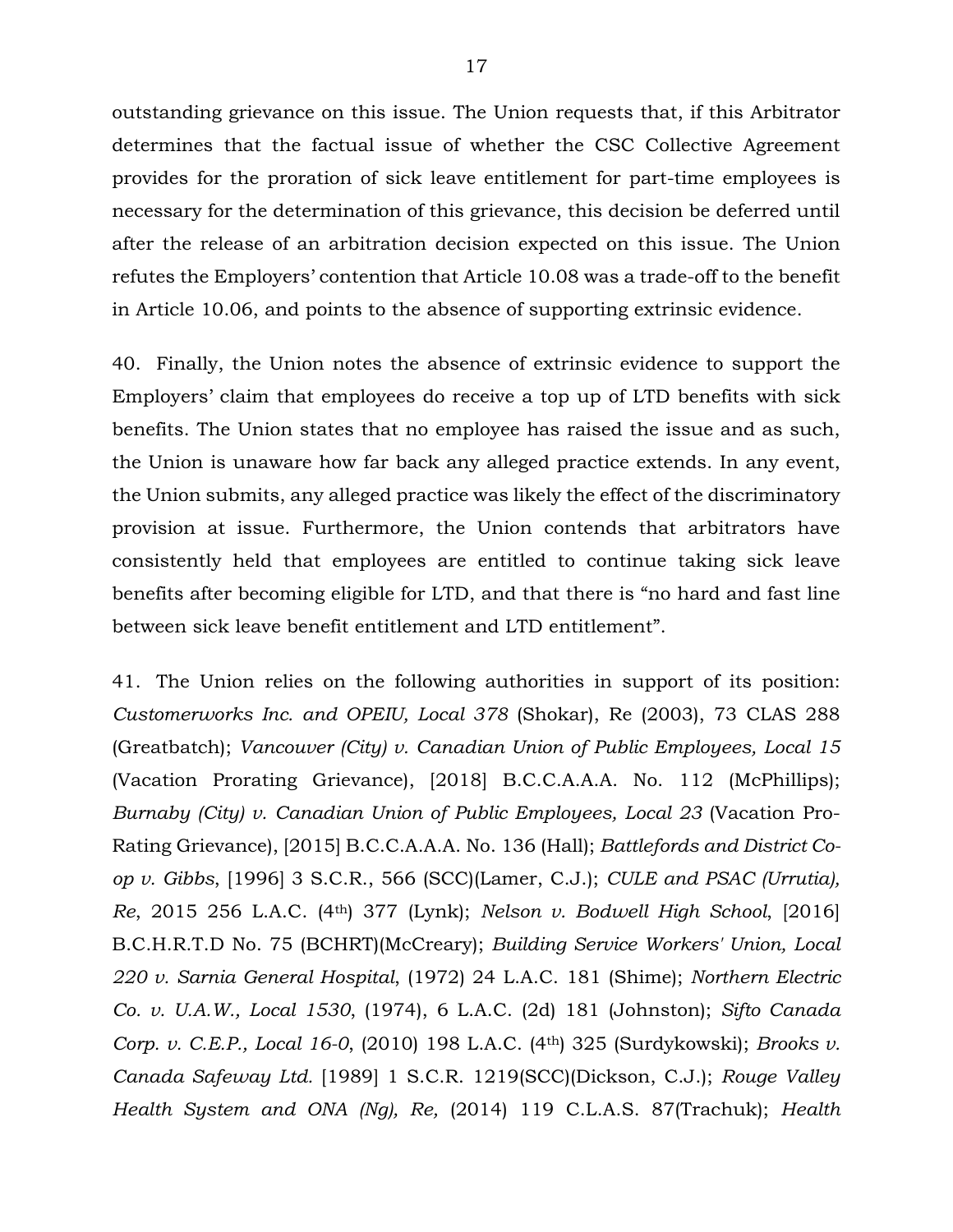outstanding grievance on this issue. The Union requests that, if this Arbitrator determines that the factual issue of whether the CSC Collective Agreement provides for the proration of sick leave entitlement for part-time employees is necessary for the determination of this grievance, this decision be deferred until after the release of an arbitration decision expected on this issue. The Union refutes the Employers' contention that Article 10.08 was a trade-off to the benefit in Article 10.06, and points to the absence of supporting extrinsic evidence.

40. Finally, the Union notes the absence of extrinsic evidence to support the Employers' claim that employees do receive a top up of LTD benefits with sick benefits. The Union states that no employee has raised the issue and as such, the Union is unaware how far back any alleged practice extends. In any event, the Union submits, any alleged practice was likely the effect of the discriminatory provision at issue. Furthermore, the Union contends that arbitrators have consistently held that employees are entitled to continue taking sick leave benefits after becoming eligible for LTD, and that there is "no hard and fast line between sick leave benefit entitlement and LTD entitlement".

41. The Union relies on the following authorities in support of its position: *Customerworks Inc. and OPEIU, Local 378* (Shokar), Re (2003), 73 CLAS 288 (Greatbatch); *Vancouver (City) v. Canadian Union of Public Employees, Local 15* (Vacation Prorating Grievance), [2018] B.C.C.A.A.A. No. 112 (McPhillips); *Burnaby (City) v. Canadian Union of Public Employees, Local 23* (Vacation Pro-Rating Grievance), [2015] B.C.C.A.A.A. No. 136 (Hall); *Battlefords and District Co-op v. Gibbs*, [1996] 3 S.C.R., 566 (SCC)(Lamer, C.J.); *CULE and PSAC (Urrutia), Re*, 2015 256 L.A.C. (4th) 377 (Lynk); *Nelson v. Bodwell High School*, [2016] B.C.H.R.T.D No. 75 (BCHRT)(McCreary); *Building Service Workers' Union, Local 220 v. Sarnia General Hospital*, (1972) 24 L.A.C. 181 (Shime); *Northern Electric Co. v. U.A.W., Local 1530*, (1974), 6 L.A.C. (2d) 181 (Johnston); *Sifto Canada Corp. v. C.E.P., Local 16-0*, (2010) 198 L.A.C. (4th) 325 (Surdykowski); *Brooks v. Canada Safeway Ltd.* [1989] 1 S.C.R. 1219(SCC)(Dickson, C.J.); *Rouge Valley Health System and ONA (Ng), Re,* (2014) 119 C.L.A.S. 87(Trachuk); *Health*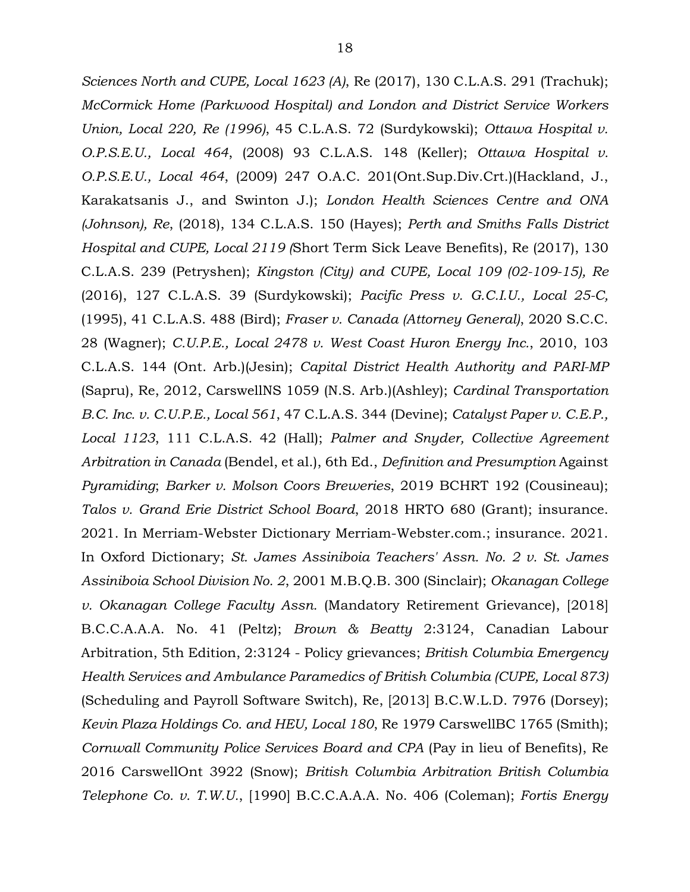*Sciences North and CUPE, Local 1623 (A)*, Re (2017), 130 C.L.A.S. 291 (Trachuk); *McCormick Home (Parkwood Hospital) and London and District Service Workers Union, Local 220, Re (1996)*, 45 C.L.A.S. 72 (Surdykowski); *Ottawa Hospital v. O.P.S.E.U., Local 464*, (2008) 93 C.L.A.S. 148 (Keller); *Ottawa Hospital v. O.P.S.E.U., Local 464*, (2009) 247 O.A.C. 201(Ont.Sup.Div.Crt.)(Hackland, J., Karakatsanis J., and Swinton J.); *London Health Sciences Centre and ONA (Johnson), Re*, (2018), 134 C.L.A.S. 150 (Hayes); *Perth and Smiths Falls District Hospital and CUPE, Local 2119 (*Short Term Sick Leave Benefits), Re (2017), 130 C.L.A.S. 239 (Petryshen); *Kingston (City) and CUPE, Local 109 (02-109-15), Re* (2016), 127 C.L.A.S. 39 (Surdykowski); *Pacific Press v. G.C.I.U., Local 25-C,* (1995), 41 C.L.A.S. 488 (Bird); *Fraser v. Canada (Attorney General)*, 2020 S.C.C. 28 (Wagner); *C.U.P.E., Local 2478 v. West Coast Huron Energy Inc.*, 2010, 103 C.L.A.S. 144 (Ont. Arb.)(Jesin); *Capital District Health Authority and PARI-MP* (Sapru), Re, 2012, CarswellNS 1059 (N.S. Arb.)(Ashley); *Cardinal Transportation B.C. Inc. v. C.U.P.E., Local 561*, 47 C.L.A.S. 344 (Devine); *Catalyst Paper v. C.E.P., Local 1123*, 111 C.L.A.S. 42 (Hall); *Palmer and Snyder, Collective Agreement Arbitration in Canada* (Bendel, et al.), 6th Ed., *Definition and Presumption* Against *Pyramiding*; *Barker v. Molson Coors Breweries*, 2019 BCHRT 192 (Cousineau); *Talos v. Grand Erie District School Board*, 2018 HRTO 680 (Grant); insurance. 2021. In Merriam-Webster Dictionary Merriam-Webster.com.; insurance. 2021. In Oxford Dictionary; *St. James Assiniboia Teachers' Assn. No. 2 v. St. James Assiniboia School Division No. 2*, 2001 M.B.Q.B. 300 (Sinclair); *Okanagan College v. Okanagan College Faculty Assn.* (Mandatory Retirement Grievance), [2018] B.C.C.A.A.A. No. 41 (Peltz); *Brown & Beatty* 2:3124, Canadian Labour Arbitration, 5th Edition, 2:3124 - Policy grievances; *British Columbia Emergency Health Services and Ambulance Paramedics of British Columbia (CUPE, Local 873)* (Scheduling and Payroll Software Switch), Re, [2013] B.C.W.L.D. 7976 (Dorsey); *Kevin Plaza Holdings Co. and HEU, Local 180*, Re 1979 CarswellBC 1765 (Smith); *Cornwall Community Police Services Board and CPA* (Pay in lieu of Benefits), Re 2016 CarswellOnt 3922 (Snow); *British Columbia Arbitration British Columbia Telephone Co. v. T.W.U.*, [1990] B.C.C.A.A.A. No. 406 (Coleman); *Fortis Energy*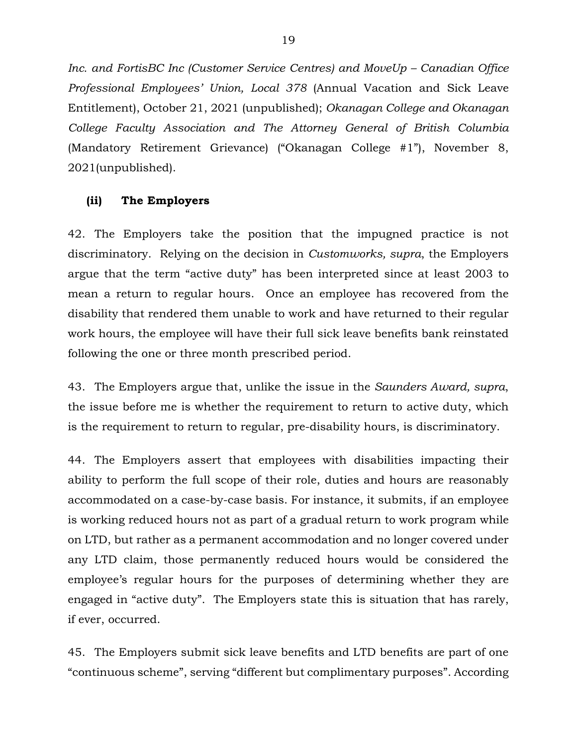*Inc. and FortisBC Inc (Customer Service Centres) and MoveUp – Canadian Office Professional Employees' Union, Local 378* (Annual Vacation and Sick Leave Entitlement), October 21, 2021 (unpublished); *Okanagan College and Okanagan College Faculty Association and The Attorney General of British Columbia* (Mandatory Retirement Grievance) ("Okanagan College #1"), November 8, 2021(unpublished).

**(ii) The Employers**

42. The Employers take the position that the impugned practice is not discriminatory. Relying on the decision in *Customworks, supra*, the Employers argue that the term "active duty" has been interpreted since at least 2003 to mean a return to regular hours. Once an employee has recovered from the disability that rendered them unable to work and have returned to their regular work hours, the employee will have their full sick leave benefits bank reinstated following the one or three month prescribed period.

43. The Employers argue that, unlike the issue in the *Saunders Award, supra*, the issue before me is whether the requirement to return to active duty, which is the requirement to return to regular, pre-disability hours, is discriminatory.

44. The Employers assert that employees with disabilities impacting their ability to perform the full scope of their role, duties and hours are reasonably accommodated on a case-by-case basis. For instance, it submits, if an employee is working reduced hours not as part of a gradual return to work program while on LTD, but rather as a permanent accommodation and no longer covered under any LTD claim, those permanently reduced hours would be considered the employee's regular hours for the purposes of determining whether they are engaged in "active duty". The Employers state this is situation that has rarely, if ever, occurred.

45. The Employers submit sick leave benefits and LTD benefits are part of one "continuous scheme", serving "different but complimentary purposes". According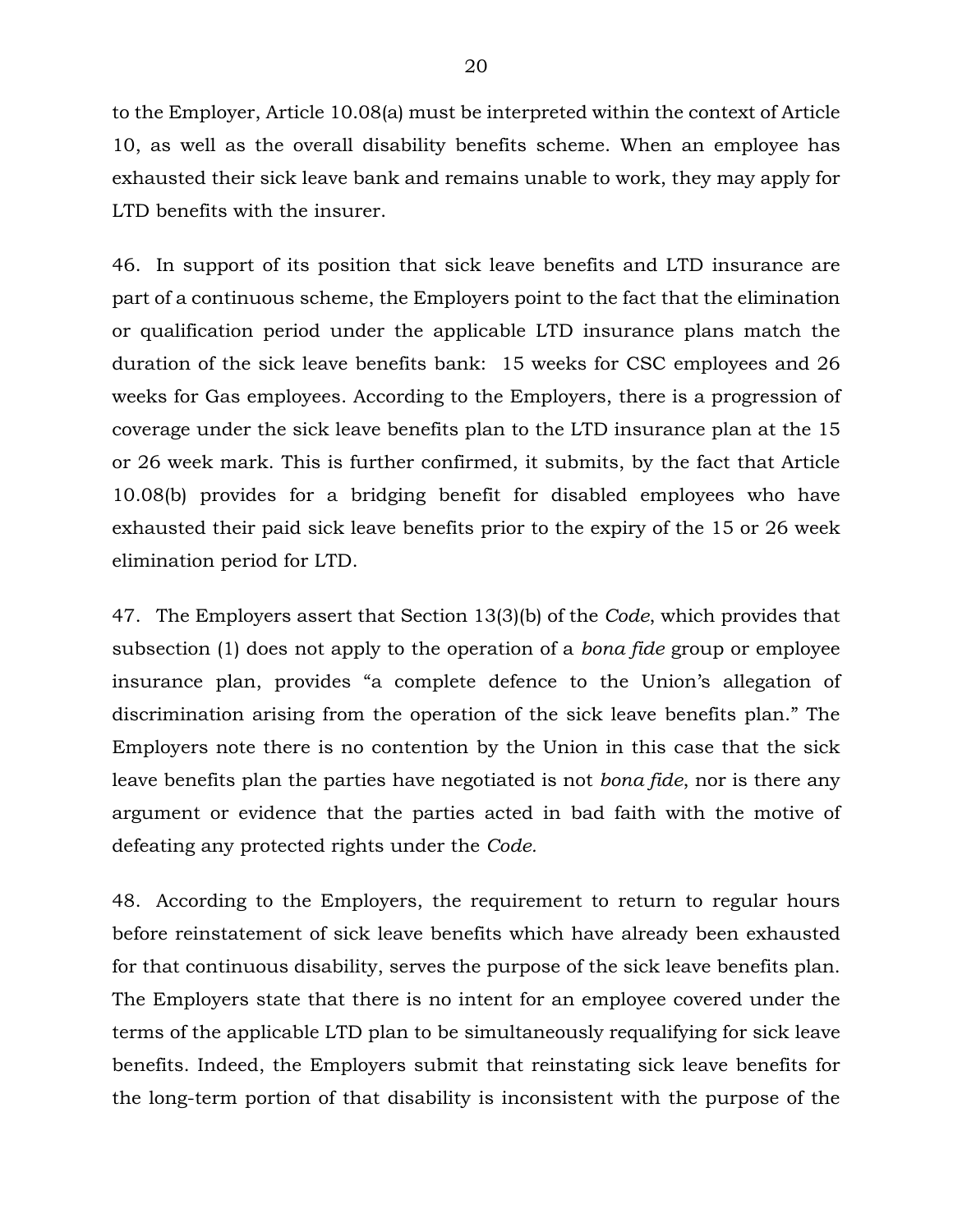to the Employer, Article 10.08(a) must be interpreted within the context of Article 10, as well as the overall disability benefits scheme. When an employee has exhausted their sick leave bank and remains unable to work, they may apply for LTD benefits with the insurer.

46. In support of its position that sick leave benefits and LTD insurance are part of a continuous scheme, the Employers point to the fact that the elimination or qualification period under the applicable LTD insurance plans match the duration of the sick leave benefits bank: 15 weeks for CSC employees and 26 weeks for Gas employees. According to the Employers, there is a progression of coverage under the sick leave benefits plan to the LTD insurance plan at the 15 or 26 week mark. This is further confirmed, it submits, by the fact that Article 10.08(b) provides for a bridging benefit for disabled employees who have exhausted their paid sick leave benefits prior to the expiry of the 15 or 26 week elimination period for LTD.

47. The Employers assert that Section 13(3)(b) of the *Code*, which provides that subsection (1) does not apply to the operation of a *bona fide* group or employee insurance plan, provides "a complete defence to the Union's allegation of discrimination arising from the operation of the sick leave benefits plan." The Employers note there is no contention by the Union in this case that the sick leave benefits plan the parties have negotiated is not *bona fide*, nor is there any argument or evidence that the parties acted in bad faith with the motive of defeating any protected rights under the *Code*.

48. According to the Employers, the requirement to return to regular hours before reinstatement of sick leave benefits which have already been exhausted for that continuous disability, serves the purpose of the sick leave benefits plan. The Employers state that there is no intent for an employee covered under the terms of the applicable LTD plan to be simultaneously requalifying for sick leave benefits. Indeed, the Employers submit that reinstating sick leave benefits for the long-term portion of that disability is inconsistent with the purpose of the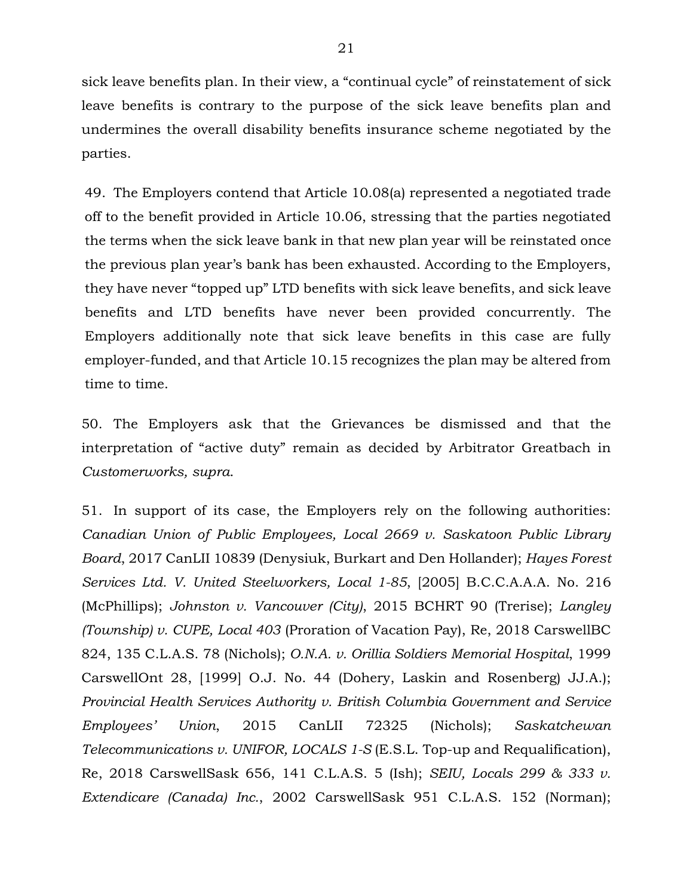sick leave benefits plan. In their view, a "continual cycle" of reinstatement of sick leave benefits is contrary to the purpose of the sick leave benefits plan and undermines the overall disability benefits insurance scheme negotiated by the parties.

49. The Employers contend that Article 10.08(a) represented a negotiated trade off to the benefit provided in Article 10.06, stressing that the parties negotiated the terms when the sick leave bank in that new plan year will be reinstated once the previous plan year's bank has been exhausted. According to the Employers, they have never "topped up" LTD benefits with sick leave benefits, and sick leave benefits and LTD benefits have never been provided concurrently. The Employers additionally note that sick leave benefits in this case are fully employer-funded, and that Article 10.15 recognizes the plan may be altered from time to time.

50. The Employers ask that the Grievances be dismissed and that the interpretation of "active duty" remain as decided by Arbitrator Greatbach in *Customerworks, supra*.

51. In support of its case, the Employers rely on the following authorities: *Canadian Union of Public Employees, Local 2669 v. Saskatoon Public Library Board*, 2017 CanLII 10839 (Denysiuk, Burkart and Den Hollander); *Hayes Forest Services Ltd. V. United Steelworkers, Local 1-85*, [2005] B.C.C.A.A.A. No. 216 (McPhillips); *Johnston v. Vancouver (City)*, 2015 BCHRT 90 (Trerise); *Langley (Township) v. CUPE, Local 403* (Proration of Vacation Pay), Re, 2018 CarswellBC 824, 135 C.L.A.S. 78 (Nichols); *O.N.A. v. Orillia Soldiers Memorial Hospital*, 1999 CarswellOnt 28, [1999] O.J. No. 44 (Dohery, Laskin and Rosenberg) JJ.A.); *Provincial Health Services Authority v. British Columbia Government and Service Employees' Union*, 2015 CanLII 72325 (Nichols); *Saskatchewan Telecommunications v. UNIFOR, LOCALS 1-S* (E.S.L. Top-up and Requalification), Re, 2018 CarswellSask 656, 141 C.L.A.S. 5 (Ish); *SEIU, Locals 299 & 333 v. Extendicare (Canada) Inc.*, 2002 CarswellSask 951 C.L.A.S. 152 (Norman);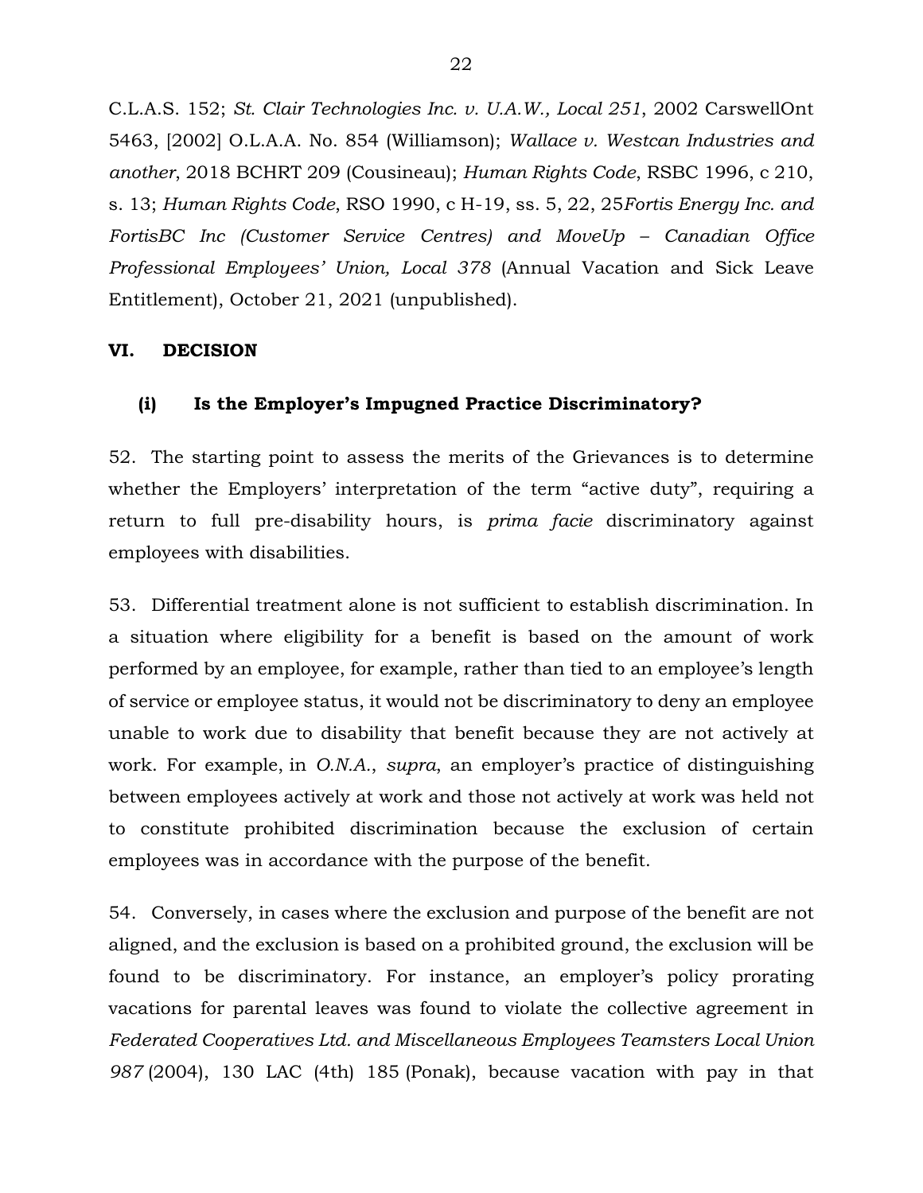C.L.A.S. 152; *St. Clair Technologies Inc. v. U.A.W., Local 251*, 2002 CarswellOnt 5463, [2002] O.L.A.A. No. 854 (Williamson); *Wallace v. Westcan Industries and another*, 2018 BCHRT 209 (Cousineau); *Human Rights Code*, RSBC 1996, c 210, s. 13; *Human Rights Code*, RSO 1990, c H-19, ss. 5, 22, 25*Fortis Energy Inc. and FortisBC Inc (Customer Service Centres) and MoveUp – Canadian Office Professional Employees' Union, Local 378* (Annual Vacation and Sick Leave Entitlement), October 21, 2021 (unpublished).

## VI. DECISION

### (i) Is the Employer's Impugned Practice Discriminatory?

52. The starting point to assess the merits of the Grievances is to determine whether the Employers' interpretation of the term "active duty", requiring a return to full pre-disability hours, is *prima facie* discriminatory against employees with disabilities.

53. Differential treatment alone is not sufficient to establish discrimination. In a situation where eligibility for a benefit is based on the amount of work performed by an employee, for example, rather than tied to an employee's length of service or employee status, it would not be discriminatory to deny an employee unable to work due to disability that benefit because they are not actively at work. For example, in *O.N.A.*, *supra*, an employer's practice of distinguishing between employees actively at work and those not actively at work was held not to constitute prohibited discrimination because the exclusion of certain employees was in accordance with the purpose of the benefit.

54. Conversely, in cases where the exclusion and purpose of the benefit are not aligned, and the exclusion is based on a prohibited ground, the exclusion will be found to be discriminatory. For instance, an employer's policy prorating vacations for parental leaves was found to violate the collective agreement in *Federated Cooperatives Ltd. and Miscellaneous Employees Teamsters Local Union 987* (2004), 130 LAC (4th) 185 (Ponak), because vacation with pay in that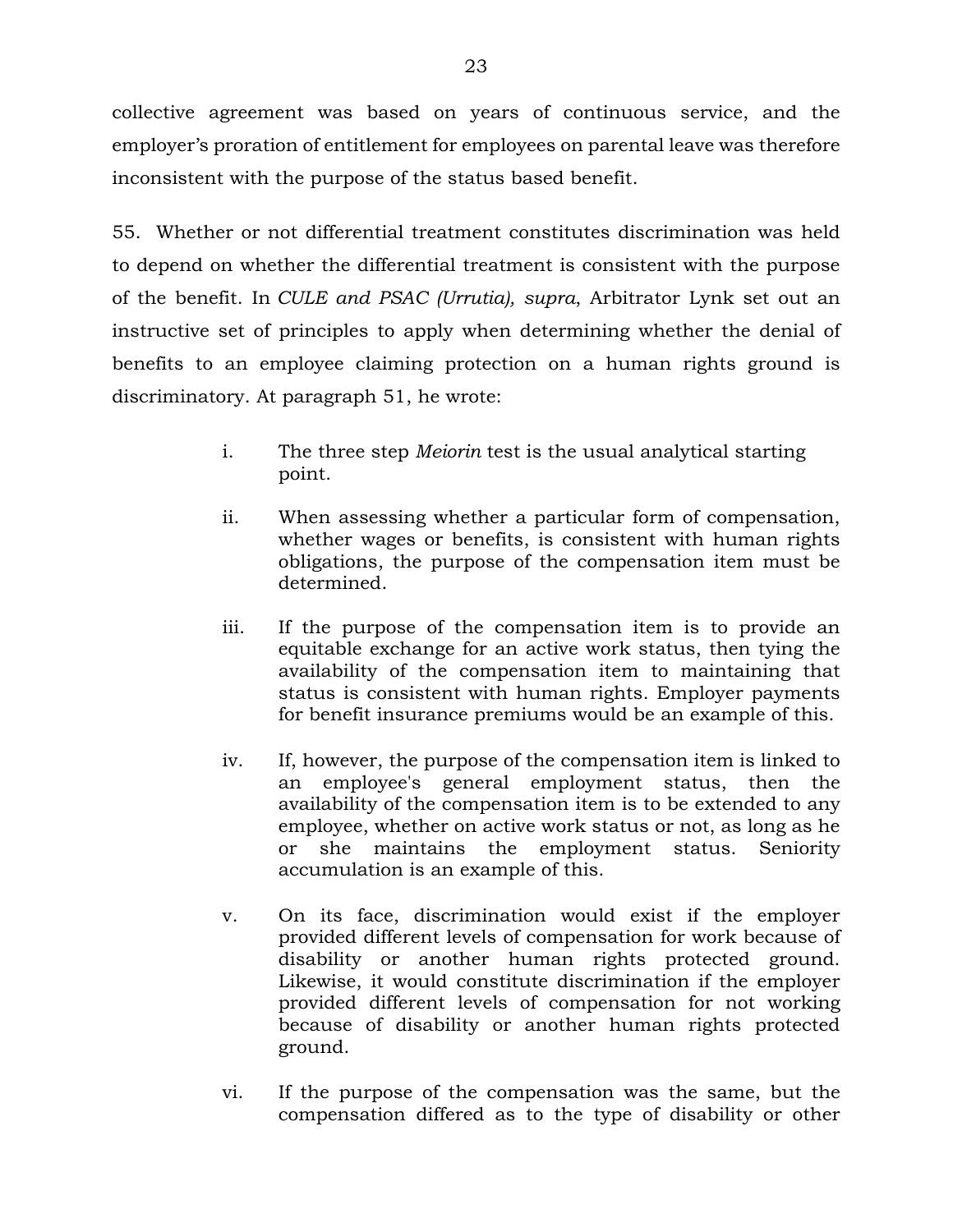collective agreement was based on years of continuous service, and the employer's proration of entitlement for employees on parental leave was therefore inconsistent with the purpose of the status based benefit.

55. Whether or not differential treatment constitutes discrimination was held to depend on whether the differential treatment is consistent with the purpose of the benefit. In *CULE and PSAC (Urrutia), supra*, Arbitrator Lynk set out an instructive set of principles to apply when determining whether the denial of benefits to an employee claiming protection on a human rights ground is discriminatory. At paragraph 51, he wrote:

> i. The three step *Meiorin* test is the usual analytical starting point.
>
> ii. When assessing whether a particular form of compensation, whether wages or benefits, is consistent with human rights obligations, the purpose of the compensation item must be determined.
>
> iii. If the purpose of the compensation item is to provide an equitable exchange for an active work status, then tying the availability of the compensation item to maintaining that status is consistent with human rights. Employer payments for benefit insurance premiums would be an example of this.
>
> iv. If, however, the purpose of the compensation item is linked to an employee's general employment status, then the availability of the compensation item is to be extended to any employee, whether on active work status or not, as long as he or she maintains the employment status. Seniority accumulation is an example of this.
>
> v. On its face, discrimination would exist if the employer provided different levels of compensation for work because of disability or another human rights protected ground. Likewise, it would constitute discrimination if the employer provided different levels of compensation for not working because of disability or another human rights protected ground.
>
> vi. If the purpose of the compensation was the same, but the compensation differed as to the type of disability or other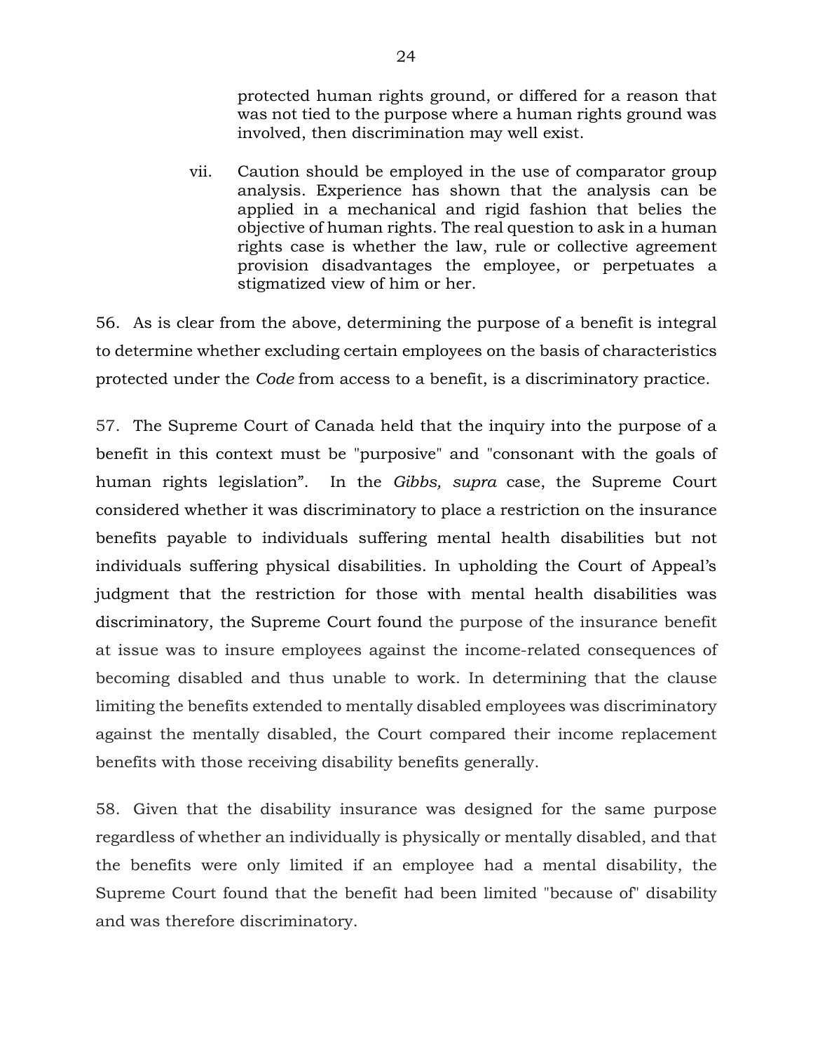protected human rights ground, or differed for a reason that was not tied to the purpose where a human rights ground was involved, then discrimination may well exist.

vii. Caution should be employed in the use of comparator group analysis. Experience has shown that the analysis can be applied in a mechanical and rigid fashion that belies the objective of human rights. The real question to ask in a human rights case is whether the law, rule or collective agreement provision disadvantages the employee, or perpetuates a stigmatized view of him or her.

56. As is clear from the above, determining the purpose of a benefit is integral to determine whether excluding certain employees on the basis of characteristics protected under the *Code* from access to a benefit, is a discriminatory practice.

57. The Supreme Court of Canada held that the inquiry into the purpose of a benefit in this context must be "purposive" and "consonant with the goals of human rights legislation". In the *Gibbs, supra* case, the Supreme Court considered whether it was discriminatory to place a restriction on the insurance benefits payable to individuals suffering mental health disabilities but not individuals suffering physical disabilities. In upholding the Court of Appeal's judgment that the restriction for those with mental health disabilities was discriminatory, the Supreme Court found the purpose of the insurance benefit at issue was to insure employees against the income-related consequences of becoming disabled and thus unable to work. In determining that the clause limiting the benefits extended to mentally disabled employees was discriminatory against the mentally disabled, the Court compared their income replacement benefits with those receiving disability benefits generally.

58. Given that the disability insurance was designed for the same purpose regardless of whether an individually is physically or mentally disabled, and that the benefits were only limited if an employee had a mental disability, the Supreme Court found that the benefit had been limited "because of" disability and was therefore discriminatory.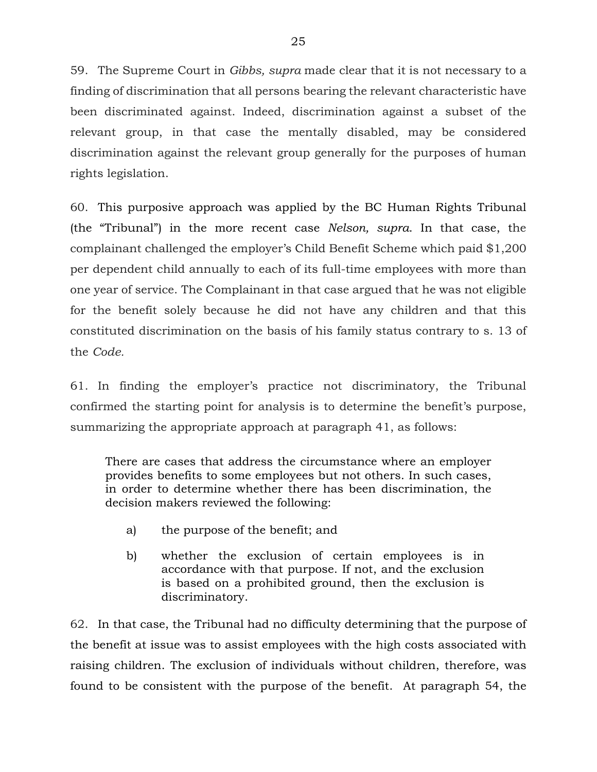59. The Supreme Court in *Gibbs, supra* made clear that it is not necessary to a finding of discrimination that all persons bearing the relevant characteristic have been discriminated against. Indeed, discrimination against a subset of the relevant group, in that case the mentally disabled, may be considered discrimination against the relevant group generally for the purposes of human rights legislation.

60. This purposive approach was applied by the BC Human Rights Tribunal (the "Tribunal") in the more recent case *Nelson, supra*. In that case, the complainant challenged the employer's Child Benefit Scheme which paid $1,200 per dependent child annually to each of its full-time employees with more than one year of service. The Complainant in that case argued that he was not eligible for the benefit solely because he did not have any children and that this constituted discrimination on the basis of his family status contrary to s. 13 of the *Code.*

61. In finding the employer's practice not discriminatory, the Tribunal confirmed the starting point for analysis is to determine the benefit's purpose, summarizing the appropriate approach at paragraph 41, as follows:

> There are cases that address the circumstance where an employer provides benefits to some employees but not others. In such cases, in order to determine whether there has been discrimination, the decision makers reviewed the following:
>
> a) the purpose of the benefit; and
>
> b) whether the exclusion of certain employees is in accordance with that purpose. If not, and the exclusion is based on a prohibited ground, then the exclusion is discriminatory.

62. In that case, the Tribunal had no difficulty determining that the purpose of the benefit at issue was to assist employees with the high costs associated with raising children. The exclusion of individuals without children, therefore, was found to be consistent with the purpose of the benefit. At paragraph 54, the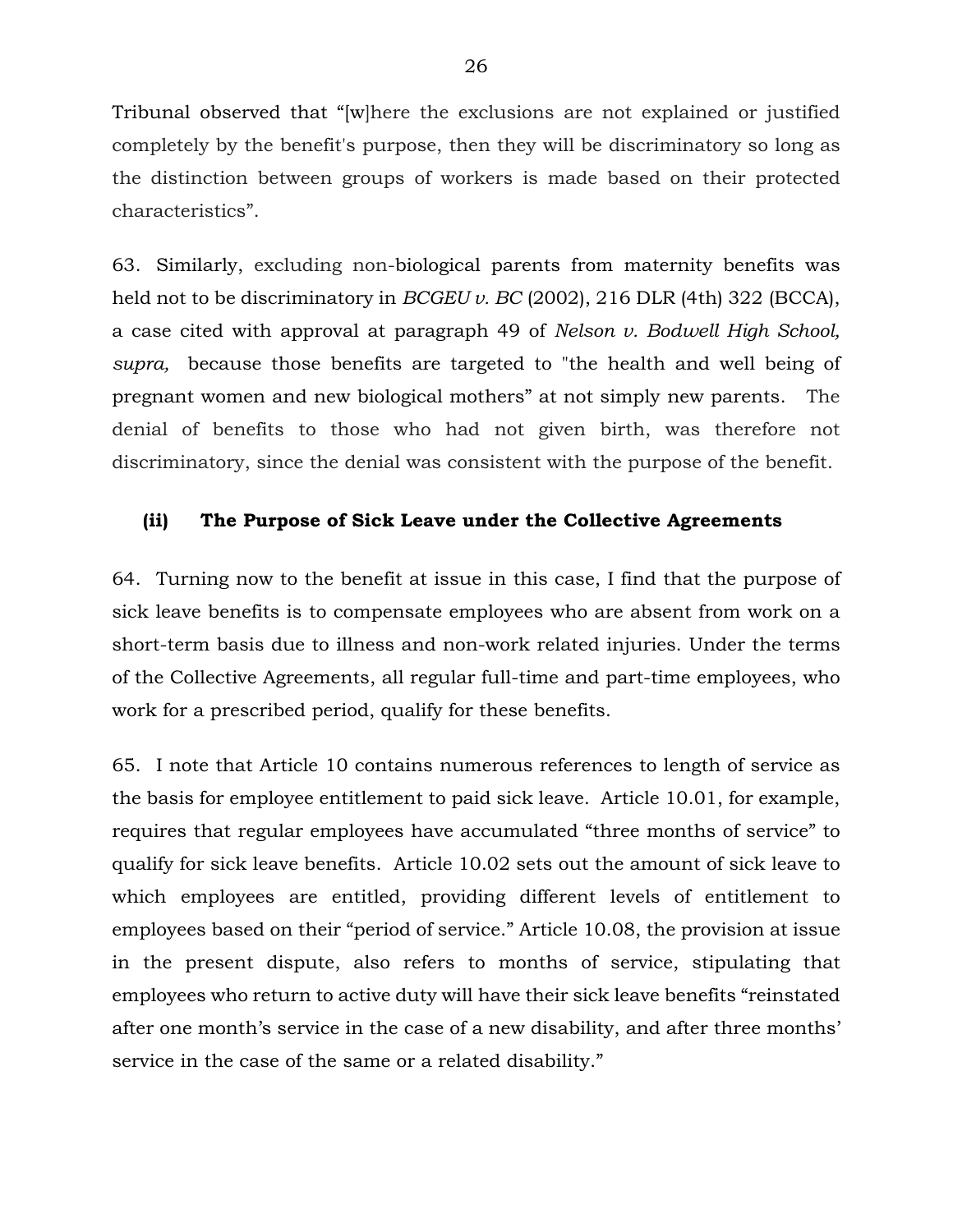Tribunal observed that "[w]here the exclusions are not explained or justified completely by the benefit's purpose, then they will be discriminatory so long as the distinction between groups of workers is made based on their protected characteristics".

63. Similarly, excluding non-biological parents from maternity benefits was held not to be discriminatory in *BCGEU v. BC* (2002), 216 DLR (4th) 322 (BCCA), a case cited with approval at paragraph 49 of *Nelson v. Bodwell High School, supra,* because those benefits are targeted to "the health and well being of pregnant women and new biological mothers" at not simply new parents. The denial of benefits to those who had not given birth, was therefore not discriminatory, since the denial was consistent with the purpose of the benefit.

### (ii) The Purpose of Sick Leave under the Collective Agreements

64. Turning now to the benefit at issue in this case, I find that the purpose of sick leave benefits is to compensate employees who are absent from work on a short-term basis due to illness and non-work related injuries. Under the terms of the Collective Agreements, all regular full-time and part-time employees, who work for a prescribed period, qualify for these benefits.

65. I note that Article 10 contains numerous references to length of service as the basis for employee entitlement to paid sick leave. Article 10.01, for example, requires that regular employees have accumulated "three months of service" to qualify for sick leave benefits. Article 10.02 sets out the amount of sick leave to which employees are entitled, providing different levels of entitlement to employees based on their "period of service." Article 10.08, the provision at issue in the present dispute, also refers to months of service, stipulating that employees who return to active duty will have their sick leave benefits "reinstated after one month's service in the case of a new disability, and after three months' service in the case of the same or a related disability."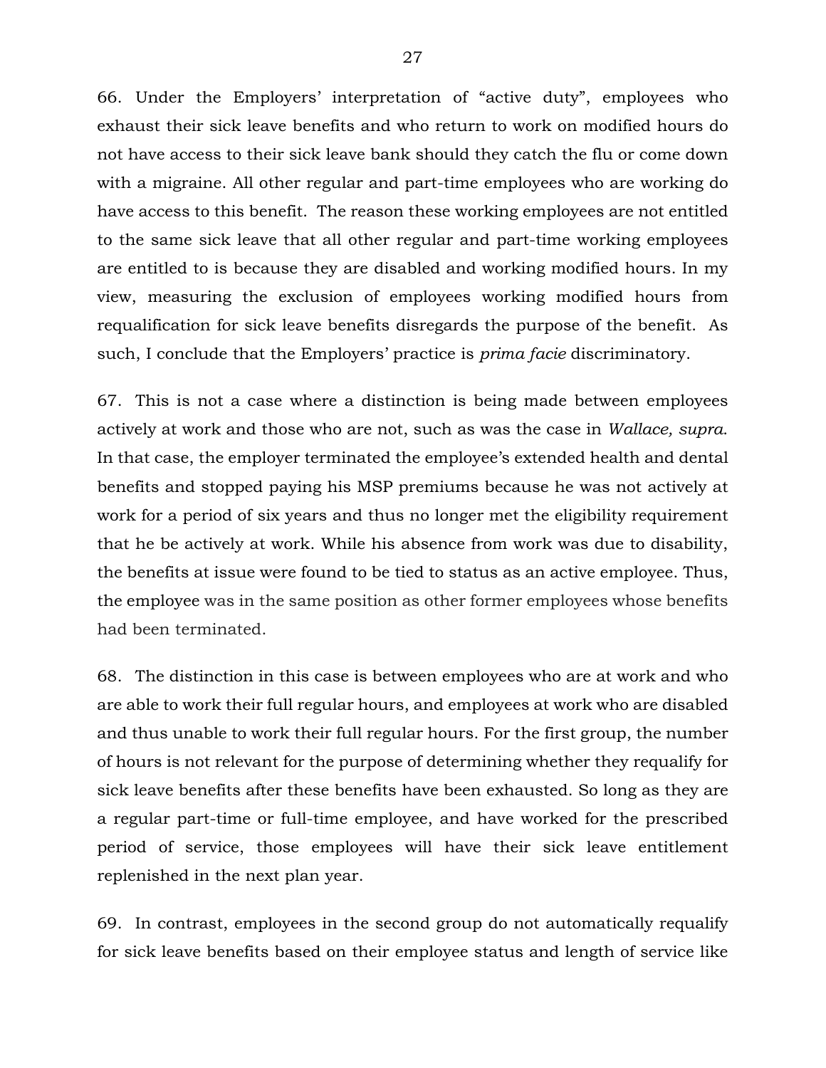66. Under the Employers' interpretation of "active duty", employees who exhaust their sick leave benefits and who return to work on modified hours do not have access to their sick leave bank should they catch the flu or come down with a migraine. All other regular and part-time employees who are working do have access to this benefit. The reason these working employees are not entitled to the same sick leave that all other regular and part-time working employees are entitled to is because they are disabled and working modified hours. In my view, measuring the exclusion of employees working modified hours from requalification for sick leave benefits disregards the purpose of the benefit. As such, I conclude that the Employers' practice is *prima facie* discriminatory.

67. This is not a case where a distinction is being made between employees actively at work and those who are not, such as was the case in *Wallace, supra*. In that case, the employer terminated the employee's extended health and dental benefits and stopped paying his MSP premiums because he was not actively at work for a period of six years and thus no longer met the eligibility requirement that he be actively at work. While his absence from work was due to disability, the benefits at issue were found to be tied to status as an active employee. Thus, the employee was in the same position as other former employees whose benefits had been terminated.

68. The distinction in this case is between employees who are at work and who are able to work their full regular hours, and employees at work who are disabled and thus unable to work their full regular hours. For the first group, the number of hours is not relevant for the purpose of determining whether they requalify for sick leave benefits after these benefits have been exhausted. So long as they are a regular part-time or full-time employee, and have worked for the prescribed period of service, those employees will have their sick leave entitlement replenished in the next plan year.

69. In contrast, employees in the second group do not automatically requalify for sick leave benefits based on their employee status and length of service like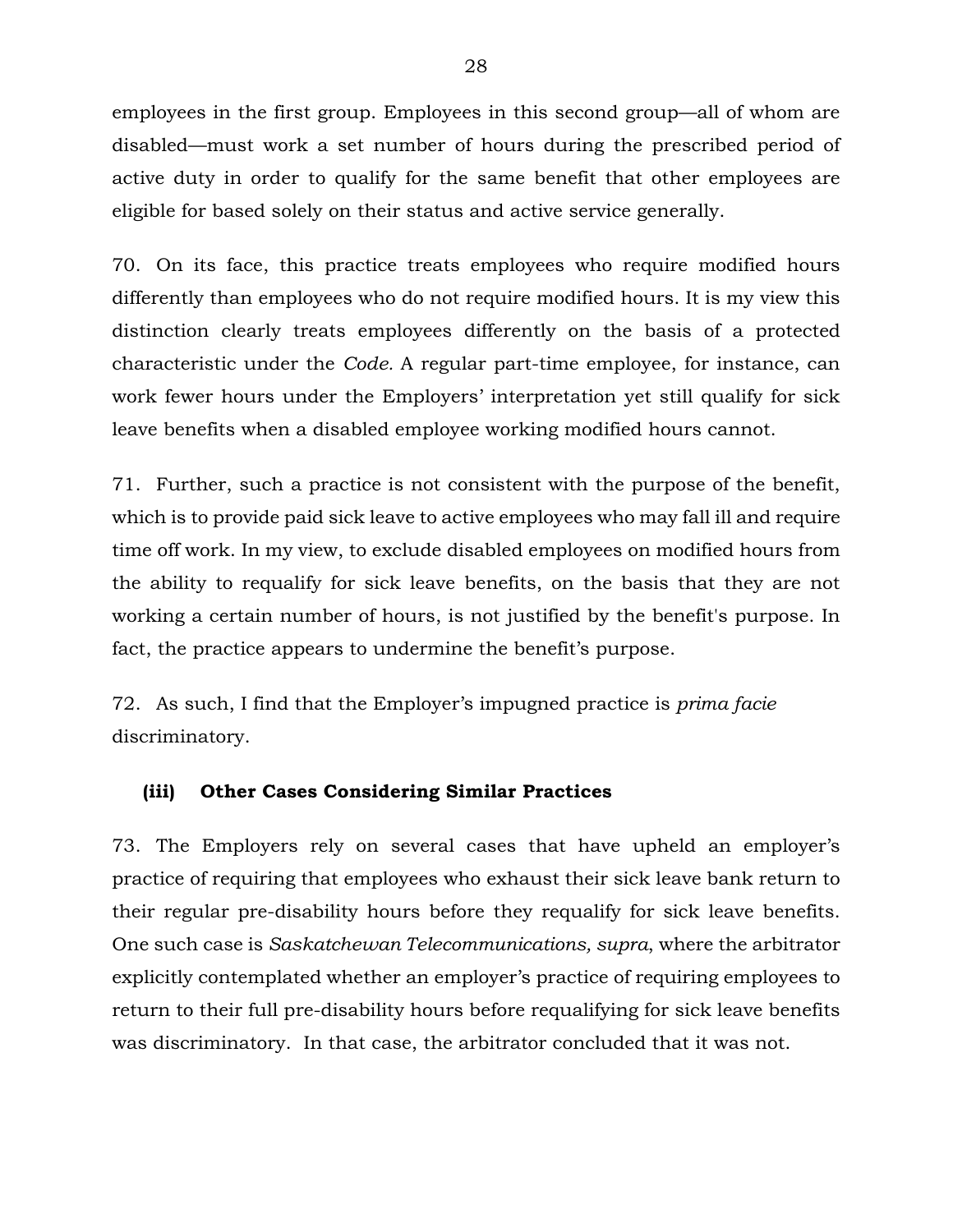employees in the first group. Employees in this second group—all of whom are disabled—must work a set number of hours during the prescribed period of active duty in order to qualify for the same benefit that other employees are eligible for based solely on their status and active service generally.

70. On its face, this practice treats employees who require modified hours differently than employees who do not require modified hours. It is my view this distinction clearly treats employees differently on the basis of a protected characteristic under the *Code*. A regular part-time employee, for instance, can work fewer hours under the Employers' interpretation yet still qualify for sick leave benefits when a disabled employee working modified hours cannot.

71. Further, such a practice is not consistent with the purpose of the benefit, which is to provide paid sick leave to active employees who may fall ill and require time off work. In my view, to exclude disabled employees on modified hours from the ability to requalify for sick leave benefits, on the basis that they are not working a certain number of hours, is not justified by the benefit's purpose. In fact, the practice appears to undermine the benefit's purpose.

72. As such, I find that the Employer's impugned practice is *prima facie* discriminatory.

**(iii) Other Cases Considering Similar Practices**

73. The Employers rely on several cases that have upheld an employer's practice of requiring that employees who exhaust their sick leave bank return to their regular pre-disability hours before they requalify for sick leave benefits. One such case is *Saskatchewan Telecommunications, supra*, where the arbitrator explicitly contemplated whether an employer's practice of requiring employees to return to their full pre-disability hours before requalifying for sick leave benefits was discriminatory. In that case, the arbitrator concluded that it was not.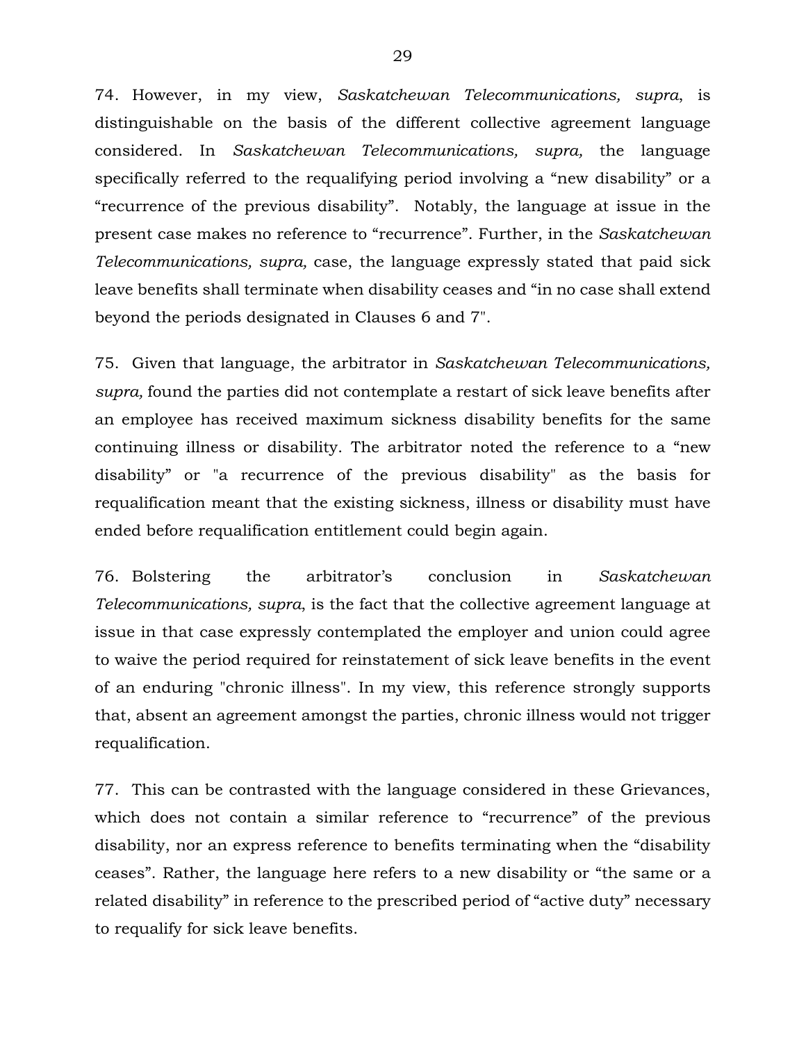74. However, in my view, *Saskatchewan Telecommunications, supra*, is distinguishable on the basis of the different collective agreement language considered. In *Saskatchewan Telecommunications, supra,* the language specifically referred to the requalifying period involving a "new disability" or a "recurrence of the previous disability". Notably, the language at issue in the present case makes no reference to "recurrence". Further, in the *Saskatchewan Telecommunications, supra,* case, the language expressly stated that paid sick leave benefits shall terminate when disability ceases and "in no case shall extend beyond the periods designated in Clauses 6 and 7".

75. Given that language, the arbitrator in *Saskatchewan Telecommunications, supra,* found the parties did not contemplate a restart of sick leave benefits after an employee has received maximum sickness disability benefits for the same continuing illness or disability. The arbitrator noted the reference to a "new disability" or "a recurrence of the previous disability" as the basis for requalification meant that the existing sickness, illness or disability must have ended before requalification entitlement could begin again.

76. Bolstering the arbitrator's conclusion in *Saskatchewan Telecommunications, supra*, is the fact that the collective agreement language at issue in that case expressly contemplated the employer and union could agree to waive the period required for reinstatement of sick leave benefits in the event of an enduring "chronic illness". In my view, this reference strongly supports that, absent an agreement amongst the parties, chronic illness would not trigger requalification.

77. This can be contrasted with the language considered in these Grievances, which does not contain a similar reference to "recurrence" of the previous disability, nor an express reference to benefits terminating when the "disability ceases". Rather, the language here refers to a new disability or "the same or a related disability" in reference to the prescribed period of "active duty" necessary to requalify for sick leave benefits.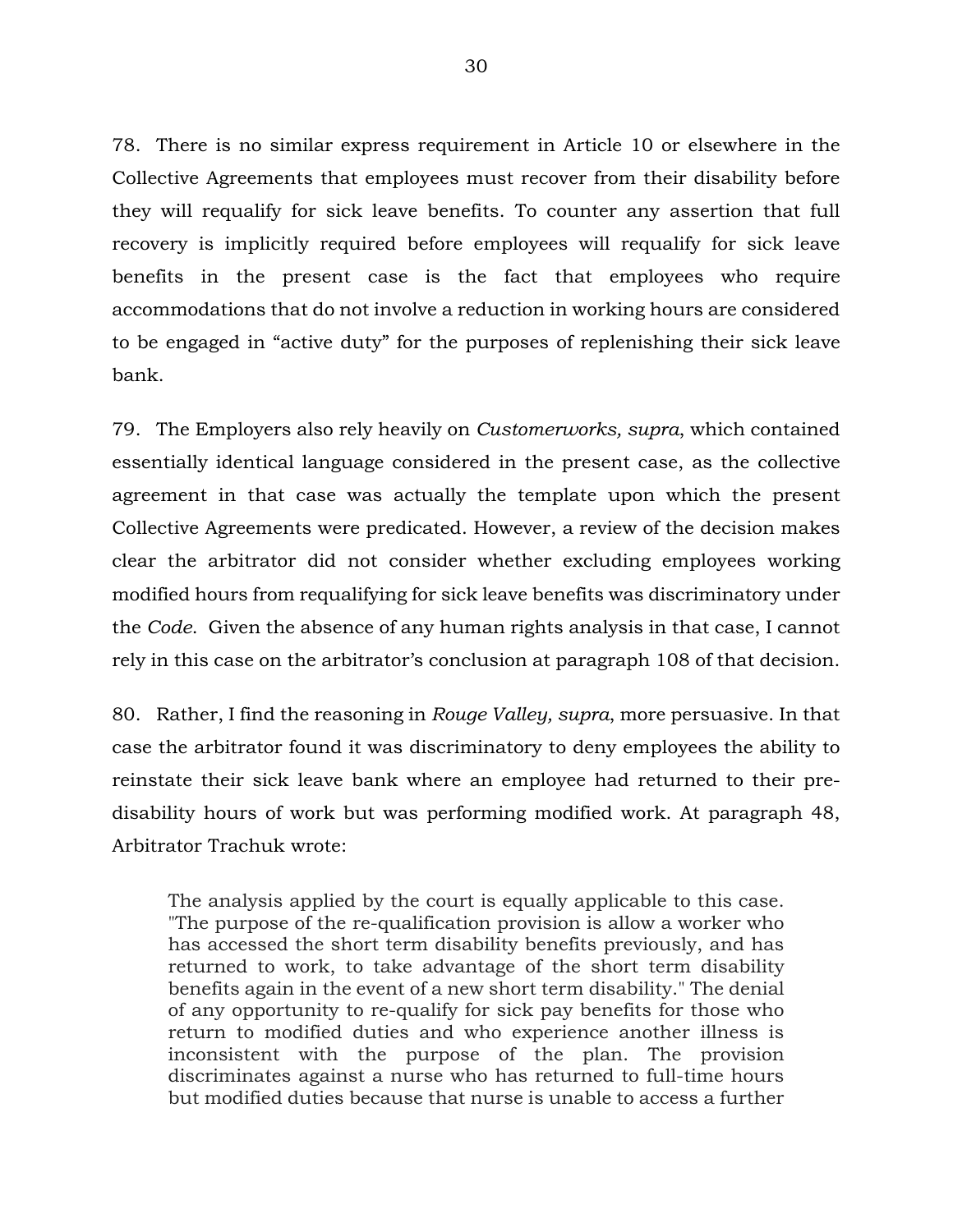78. There is no similar express requirement in Article 10 or elsewhere in the Collective Agreements that employees must recover from their disability before they will requalify for sick leave benefits. To counter any assertion that full recovery is implicitly required before employees will requalify for sick leave benefits in the present case is the fact that employees who require accommodations that do not involve a reduction in working hours are considered to be engaged in "active duty" for the purposes of replenishing their sick leave bank.

79. The Employers also rely heavily on *Customerworks, supra*, which contained essentially identical language considered in the present case, as the collective agreement in that case was actually the template upon which the present Collective Agreements were predicated. However, a review of the decision makes clear the arbitrator did not consider whether excluding employees working modified hours from requalifying for sick leave benefits was discriminatory under the *Code*. Given the absence of any human rights analysis in that case, I cannot rely in this case on the arbitrator's conclusion at paragraph 108 of that decision.

80. Rather, I find the reasoning in *Rouge Valley, supra*, more persuasive. In that case the arbitrator found it was discriminatory to deny employees the ability to reinstate their sick leave bank where an employee had returned to their pre-disability hours of work but was performing modified work. At paragraph 48, Arbitrator Trachuk wrote:

> The analysis applied by the court is equally applicable to this case. "The purpose of the re-qualification provision is allow a worker who has accessed the short term disability benefits previously, and has returned to work, to take advantage of the short term disability benefits again in the event of a new short term disability." The denial of any opportunity to re-qualify for sick pay benefits for those who return to modified duties and who experience another illness is inconsistent with the purpose of the plan. The provision discriminates against a nurse who has returned to full-time hours but modified duties because that nurse is unable to access a further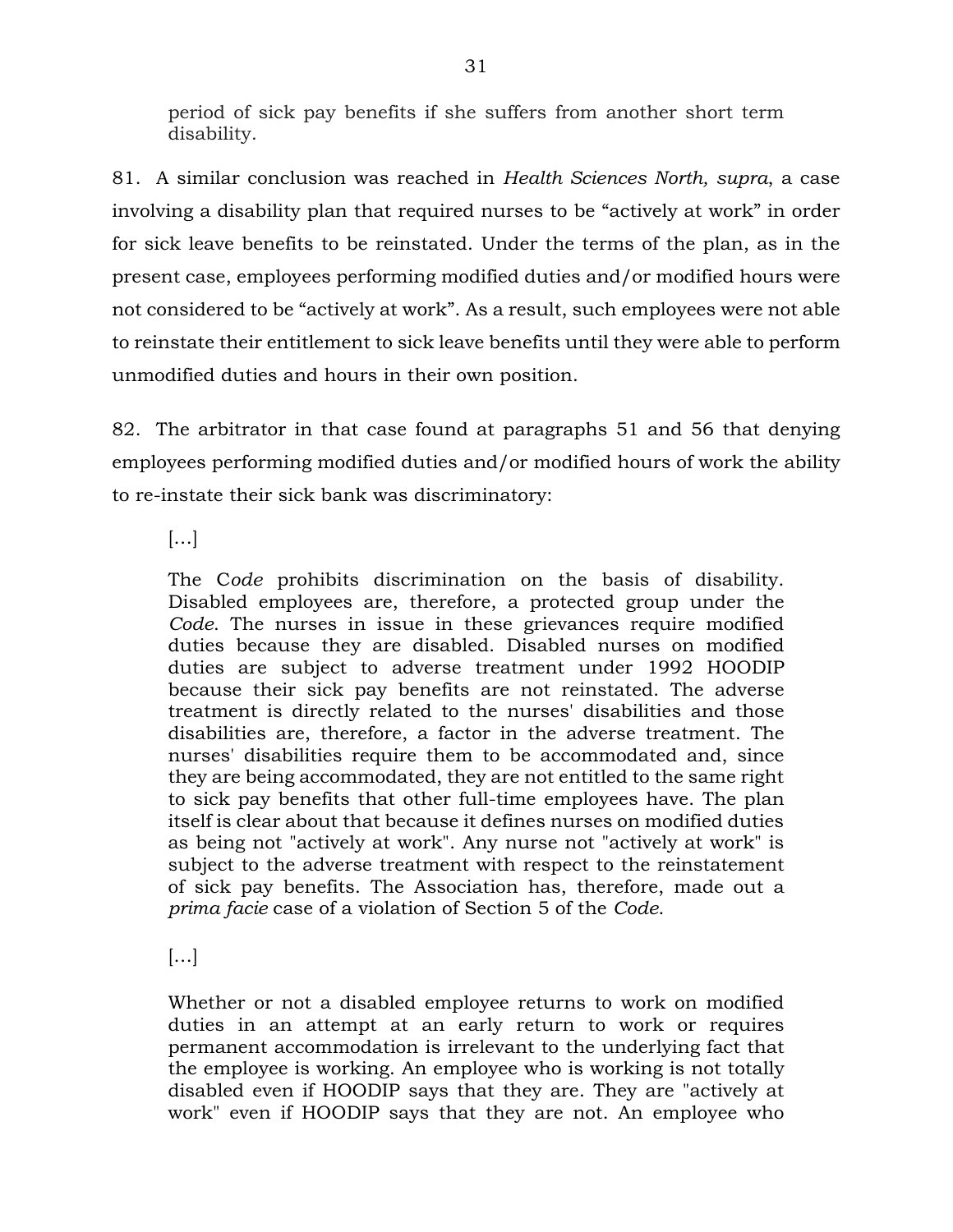period of sick pay benefits if she suffers from another short term disability.

81. A similar conclusion was reached in *Health Sciences North, supra*, a case involving a disability plan that required nurses to be "actively at work" in order for sick leave benefits to be reinstated. Under the terms of the plan, as in the present case, employees performing modified duties and/or modified hours were not considered to be "actively at work". As a result, such employees were not able to reinstate their entitlement to sick leave benefits until they were able to perform unmodified duties and hours in their own position.

82. The arbitrator in that case found at paragraphs 51 and 56 that denying employees performing modified duties and/or modified hours of work the ability to re-instate their sick bank was discriminatory:

> […]
>
> The C*ode* prohibits discrimination on the basis of disability. Disabled employees are, therefore, a protected group under the *Code*. The nurses in issue in these grievances require modified duties because they are disabled. Disabled nurses on modified duties are subject to adverse treatment under 1992 HOODIP because their sick pay benefits are not reinstated. The adverse treatment is directly related to the nurses' disabilities and those disabilities are, therefore, a factor in the adverse treatment. The nurses' disabilities require them to be accommodated and, since they are being accommodated, they are not entitled to the same right to sick pay benefits that other full-time employees have. The plan itself is clear about that because it defines nurses on modified duties as being not "actively at work". Any nurse not "actively at work" is subject to the adverse treatment with respect to the reinstatement of sick pay benefits. The Association has, therefore, made out a *prima facie* case of a violation of Section 5 of the *Code*.
>
> […]
>
> Whether or not a disabled employee returns to work on modified duties in an attempt at an early return to work or requires permanent accommodation is irrelevant to the underlying fact that the employee is working. An employee who is working is not totally disabled even if HOODIP says that they are. They are "actively at work" even if HOODIP says that they are not. An employee who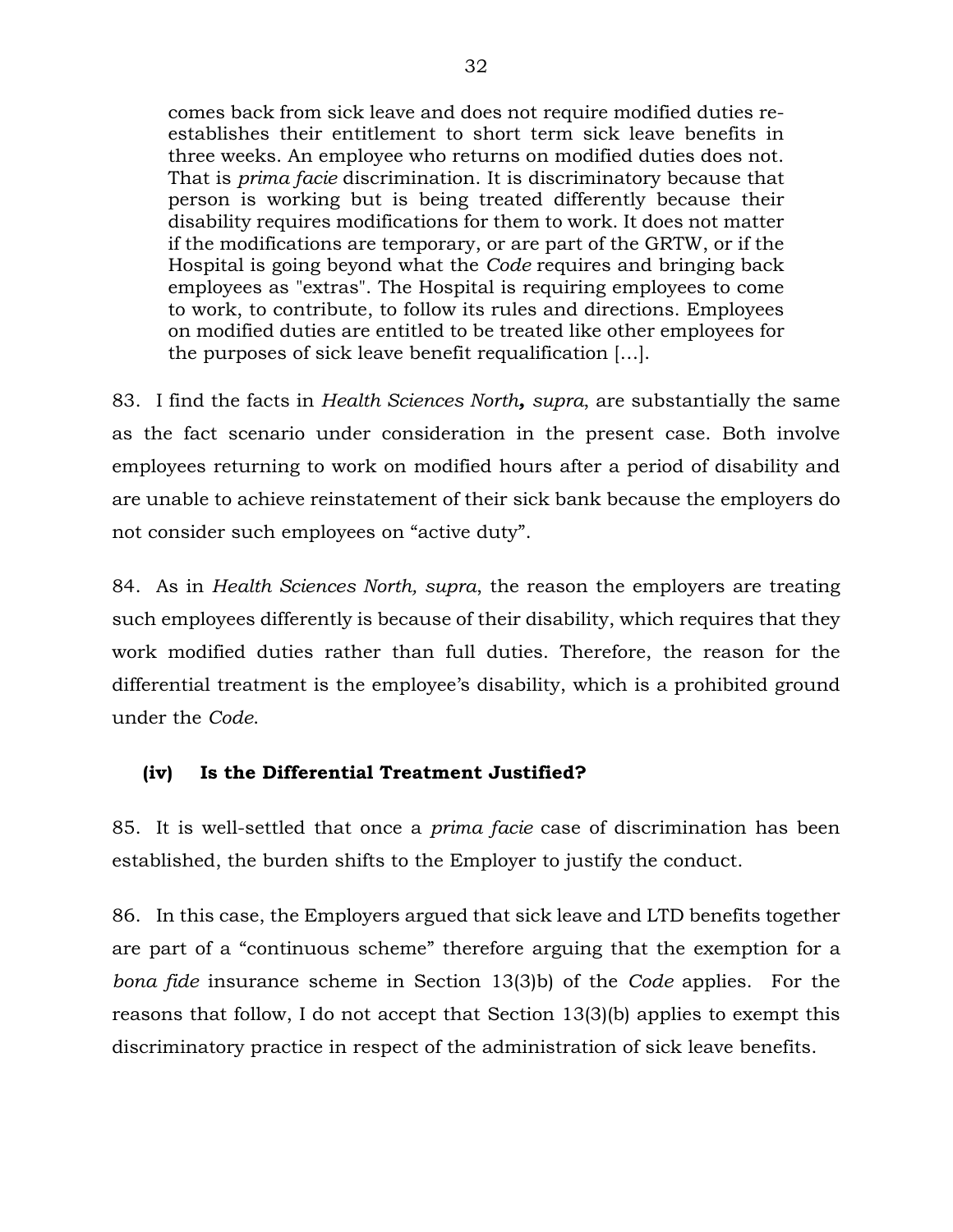> comes back from sick leave and does not require modified duties re-establishes their entitlement to short term sick leave benefits in three weeks. An employee who returns on modified duties does not. That is *prima facie* discrimination. It is discriminatory because that person is working but is being treated differently because their disability requires modifications for them to work. It does not matter if the modifications are temporary, or are part of the GRTW, or if the Hospital is going beyond what the *Code* requires and bringing back employees as "extras". The Hospital is requiring employees to come to work, to contribute, to follow its rules and directions. Employees on modified duties are entitled to be treated like other employees for the purposes of sick leave benefit requalification […].

83. I find the facts in *Health Sciences North****,*** *supra*, are substantially the same as the fact scenario under consideration in the present case. Both involve employees returning to work on modified hours after a period of disability and are unable to achieve reinstatement of their sick bank because the employers do not consider such employees on "active duty".

84. As in *Health Sciences North, supra*, the reason the employers are treating such employees differently is because of their disability, which requires that they work modified duties rather than full duties. Therefore, the reason for the differential treatment is the employee's disability, which is a prohibited ground under the *Code*.

### (iv) Is the Differential Treatment Justified?

85. It is well-settled that once a *prima facie* case of discrimination has been established, the burden shifts to the Employer to justify the conduct.

86. In this case, the Employers argued that sick leave and LTD benefits together are part of a "continuous scheme" therefore arguing that the exemption for a *bona fide* insurance scheme in Section 13(3)b) of the *Code* applies. For the reasons that follow, I do not accept that Section 13(3)(b) applies to exempt this discriminatory practice in respect of the administration of sick leave benefits.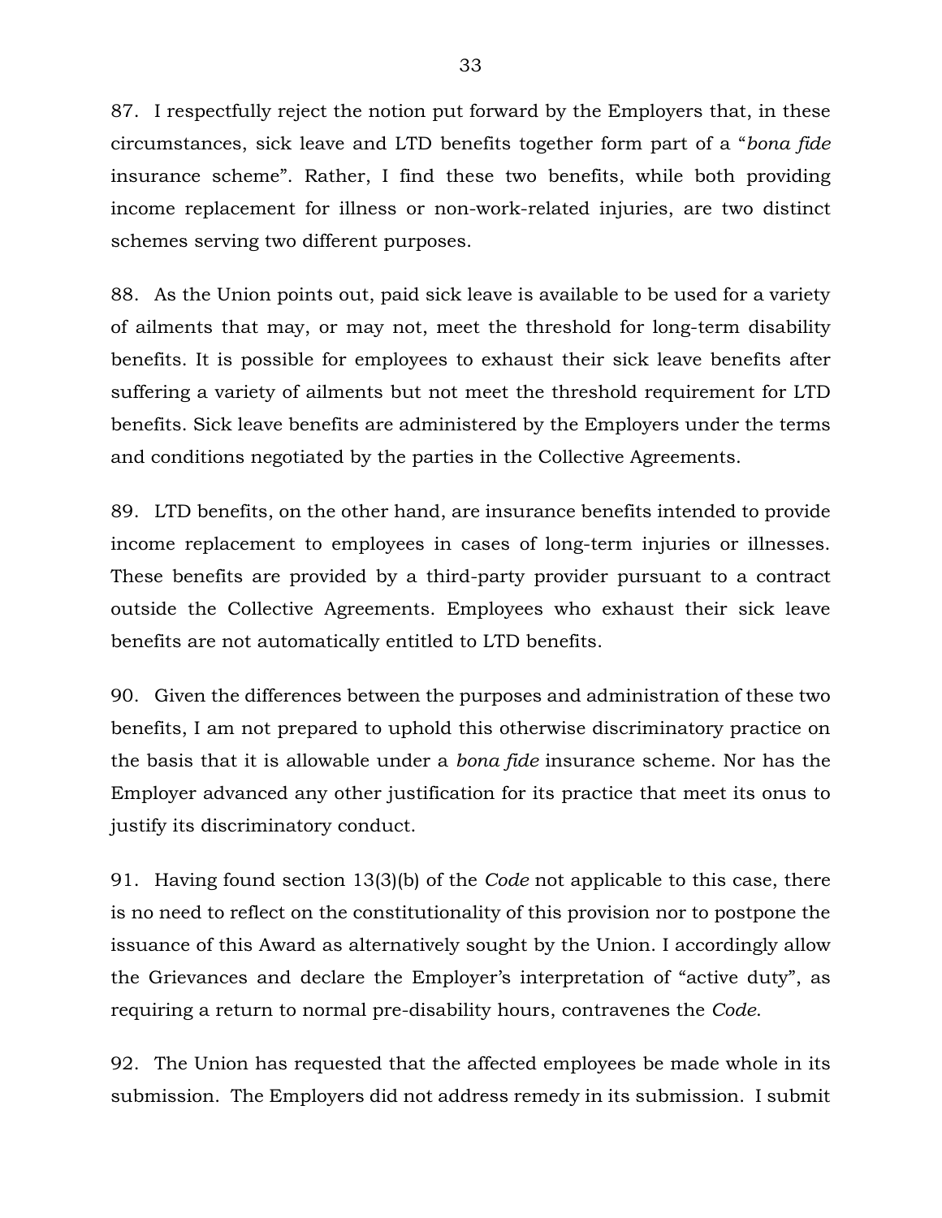87. I respectfully reject the notion put forward by the Employers that, in these circumstances, sick leave and LTD benefits together form part of a "*bona fide* insurance scheme". Rather, I find these two benefits, while both providing income replacement for illness or non-work-related injuries, are two distinct schemes serving two different purposes.

88. As the Union points out, paid sick leave is available to be used for a variety of ailments that may, or may not, meet the threshold for long-term disability benefits. It is possible for employees to exhaust their sick leave benefits after suffering a variety of ailments but not meet the threshold requirement for LTD benefits. Sick leave benefits are administered by the Employers under the terms and conditions negotiated by the parties in the Collective Agreements.

89. LTD benefits, on the other hand, are insurance benefits intended to provide income replacement to employees in cases of long-term injuries or illnesses. These benefits are provided by a third-party provider pursuant to a contract outside the Collective Agreements. Employees who exhaust their sick leave benefits are not automatically entitled to LTD benefits.

90. Given the differences between the purposes and administration of these two benefits, I am not prepared to uphold this otherwise discriminatory practice on the basis that it is allowable under a *bona fide* insurance scheme. Nor has the Employer advanced any other justification for its practice that meet its onus to justify its discriminatory conduct.

91. Having found section 13(3)(b) of the *Code* not applicable to this case, there is no need to reflect on the constitutionality of this provision nor to postpone the issuance of this Award as alternatively sought by the Union. I accordingly allow the Grievances and declare the Employer's interpretation of "active duty", as requiring a return to normal pre-disability hours, contravenes the *Code*.

92. The Union has requested that the affected employees be made whole in its submission. The Employers did not address remedy in its submission. I submit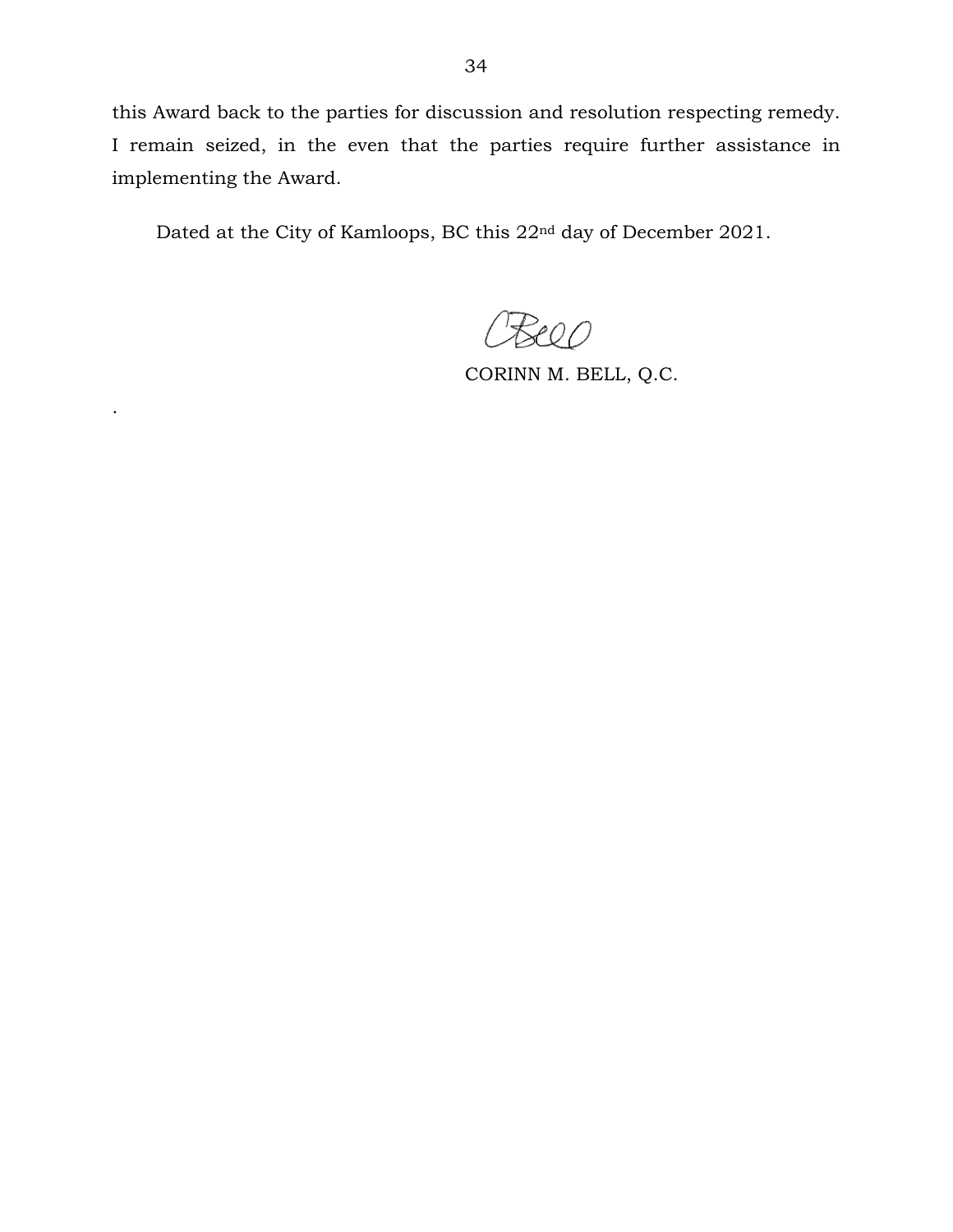this Award back to the parties for discussion and resolution respecting remedy. I remain seized, in the even that the parties require further assistance in implementing the Award.

Dated at the City of Kamloops, BC this 22nd day of December 2021.

CORINN M. BELL, Q.C.

.